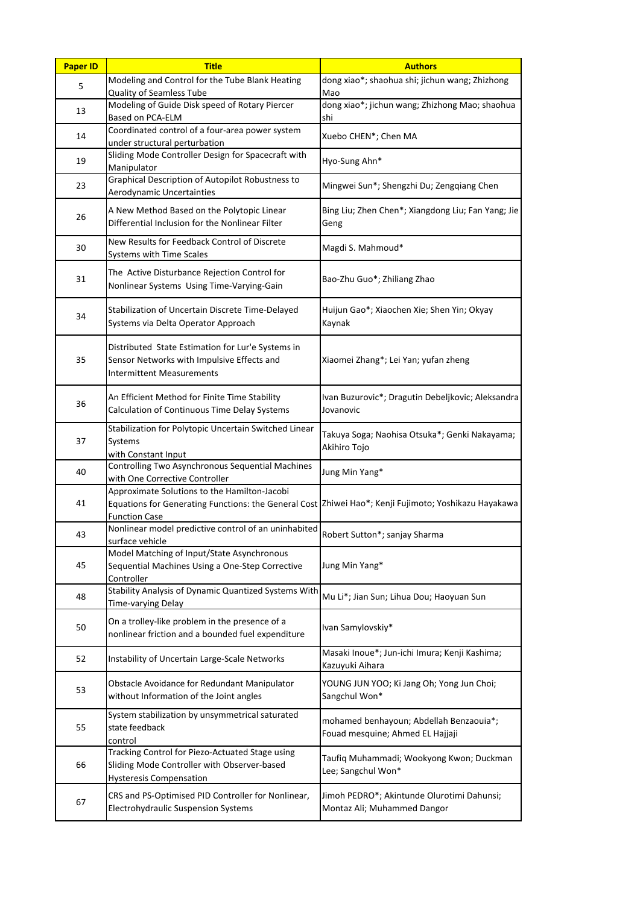| Paper ID | Title | Authors |
|---|---|---|
| 5 | Modeling and Control for the Tube Blank Heating Quality of Seamless Tube | dong xiao*; shaohua shi; jichun wang; Zhizhong Mao |
| 13 | Modeling of Guide Disk speed of Rotary Piercer Based on PCA-ELM | dong xiao*; jichun wang; Zhizhong Mao; shaohua shi |
| 14 | Coordinated control of a four-area power system under structural perturbation | Xuebo CHEN*; Chen MA |
| 19 | Sliding Mode Controller Design for Spacecraft with Manipulator | Hyo-Sung Ahn* |
| 23 | Graphical Description of Autopilot Robustness to Aerodynamic Uncertainties | Mingwei Sun*; Shengzhi Du; Zengqiang Chen |
| 26 | A New Method Based on the Polytopic Linear Differential Inclusion for the Nonlinear Filter | Bing Liu; Zhen Chen*; Xiangdong Liu; Fan Yang; Jie Geng |
| 30 | New Results for Feedback Control of Discrete Systems with Time Scales | Magdi S. Mahmoud* |
| 31 | The Active Disturbance Rejection Control for Nonlinear Systems Using Time-Varying-Gain | Bao-Zhu Guo*; Zhiliang Zhao |
| 34 | Stabilization of Uncertain Discrete Time-Delayed Systems via Delta Operator Approach | Huijun Gao*; Xiaochen Xie; Shen Yin; Okyay Kaynak |
| 35 | Distributed State Estimation for Lur'e Systems in Sensor Networks with Impulsive Effects and Intermittent Measurements | Xiaomei Zhang*; Lei Yan; yufan zheng |
| 36 | An Efficient Method for Finite Time Stability Calculation of Continuous Time Delay Systems | Ivan Buzurovic*; Dragutin Debeljkovic; Aleksandra Jovanovic |
| 37 | Stabilization for Polytopic Uncertain Switched Linear Systems with Constant Input | Takuya Soga; Naohisa Otsuka*; Genki Nakayama; Akihiro Tojo |
| 40 | Controlling Two Asynchronous Sequential Machines with One Corrective Controller | Jung Min Yang* |
| 41 | Approximate Solutions to the Hamilton-Jacobi Equations for Generating Functions: the General Cost Function Case | Zhiwei Hao*; Kenji Fujimoto; Yoshikazu Hayakawa |
| 43 | Nonlinear model predictive control of an uninhabited surface vehicle | Robert Sutton*; sanjay Sharma |
| 45 | Model Matching of Input/State Asynchronous Sequential Machines Using a One-Step Corrective Controller | Jung Min Yang* |
| 48 | Stability Analysis of Dynamic Quantized Systems With Time-varying Delay | Mu Li*; Jian Sun; Lihua Dou; Haoyuan Sun |
| 50 | On a trolley-like problem in the presence of a nonlinear friction and a bounded fuel expenditure | Ivan Samylovskiy* |
| 52 | Instability of Uncertain Large-Scale Networks | Masaki Inoue*; Jun-ichi Imura; Kenji Kashima; Kazuyuki Aihara |
| 53 | Obstacle Avoidance for Redundant Manipulator without Information of the Joint angles | YOUNG JUN YOO; Ki Jang Oh; Yong Jun Choi; Sangchul Won* |
| 55 | System stabilization by unsymmetrical saturated state feedback control | mohamed benhayoun; Abdellah Benzaouia*; Fouad mesquine; Ahmed EL Hajjaji |
| 66 | Tracking Control for Piezo-Actuated Stage using Sliding Mode Controller with Observer-based Hysteresis Compensation | Taufiq Muhammadi; Wookyong Kwon; Duckman Lee; Sangchul Won* |
| 67 | CRS and PS-Optimised PID Controller for Nonlinear, Electrohydraulic Suspension Systems | Jimoh PEDRO*; Akintunde Olurotimi Dahunsi; Montaz Ali; Muhammed Dangor |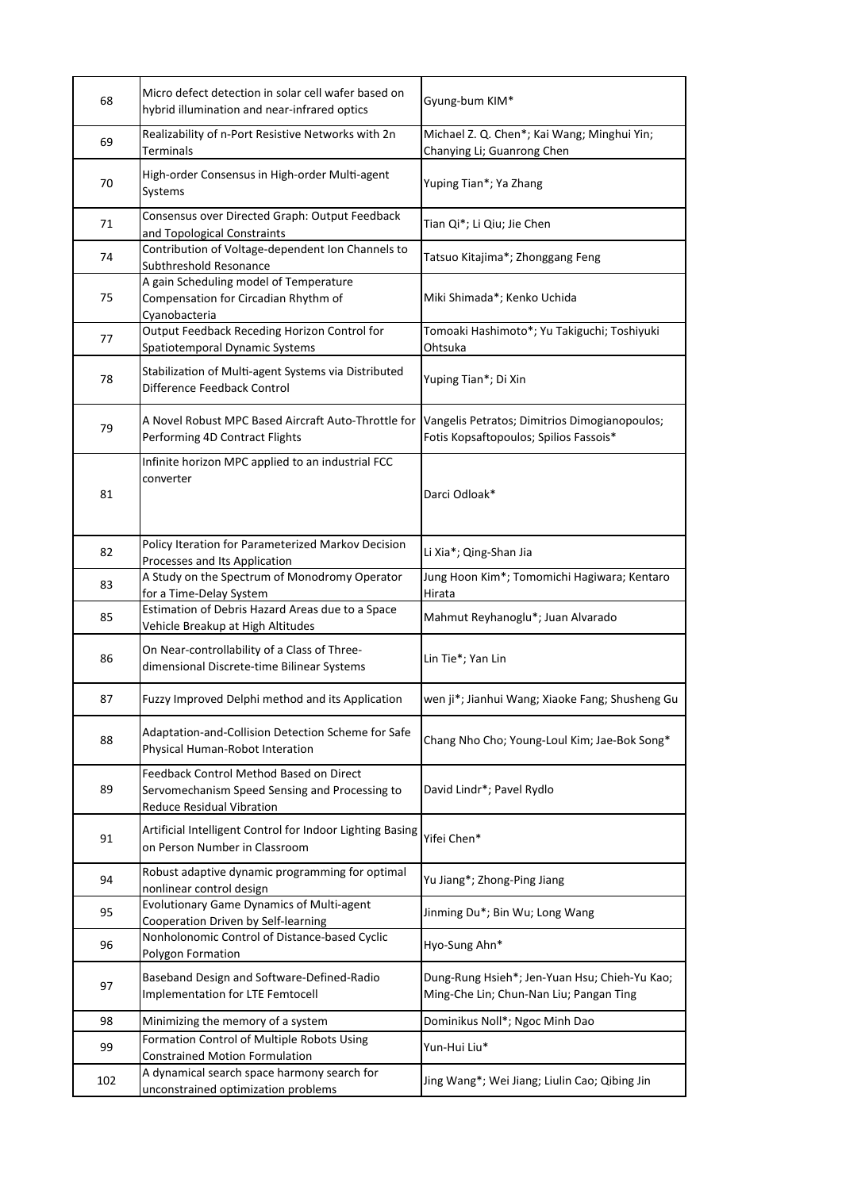| 68 | Micro defect detection in solar cell wafer based on hybrid illumination and near-infrared optics | Gyung-bum KIM* |
|---|---|---|
| 69 | Realizability of n-Port Resistive Networks with 2n Terminals | Michael Z. Q. Chen*; Kai Wang; Minghui Yin; Chanying Li; Guanrong Chen |
| 70 | High-order Consensus in High-order Multi-agent Systems | Yuping Tian*; Ya Zhang |
| 71 | Consensus over Directed Graph: Output Feedback and Topological Constraints | Tian Qi*; Li Qiu; Jie Chen |
| 74 | Contribution of Voltage-dependent Ion Channels to Subthreshold Resonance | Tatsuo Kitajima*; Zhonggang Feng |
| 75 | A gain Scheduling model of Temperature Compensation for Circadian Rhythm of Cyanobacteria | Miki Shimada*; Kenko Uchida |
| 77 | Output Feedback Receding Horizon Control for Spatiotemporal Dynamic Systems | Tomoaki Hashimoto*; Yu Takiguchi; Toshiyuki Ohtsuka |
| 78 | Stabilization of Multi-agent Systems via Distributed Difference Feedback Control | Yuping Tian*; Di Xin |
| 79 | A Novel Robust MPC Based Aircraft Auto-Throttle for Performing 4D Contract Flights | Vangelis Petratos; Dimitrios Dimogianopoulos; Fotis Kopsaftopoulos; Spilios Fassois* |
| 81 | Infinite horizon MPC applied to an industrial FCC converter | Darci Odloak* |
| 82 | Policy Iteration for Parameterized Markov Decision Processes and Its Application | Li Xia*; Qing-Shan Jia |
| 83 | A Study on the Spectrum of Monodromy Operator for a Time-Delay System | Jung Hoon Kim*; Tomomichi Hagiwara; Kentaro Hirata |
| 85 | Estimation of Debris Hazard Areas due to a Space Vehicle Breakup at High Altitudes | Mahmut Reyhanoglu*; Juan Alvarado |
| 86 | On Near-controllability of a Class of Three-dimensional Discrete-time Bilinear Systems | Lin Tie*; Yan Lin |
| 87 | Fuzzy Improved Delphi method and its Application | wen ji*; Jianhui Wang; Xiaoke Fang; Shusheng Gu |
| 88 | Adaptation-and-Collision Detection Scheme for Safe Physical Human-Robot Interation | Chang Nho Cho; Young-Loul Kim; Jae-Bok Song* |
| 89 | Feedback Control Method Based on Direct Servomechanism Speed Sensing and Processing to Reduce Residual Vibration | David Lindr*; Pavel Rydlo |
| 91 | Artificial Intelligent Control for Indoor Lighting Basing on Person Number in Classroom | Yifei Chen* |
| 94 | Robust adaptive dynamic programming for optimal nonlinear control design | Yu Jiang*; Zhong-Ping Jiang |
| 95 | Evolutionary Game Dynamics of Multi-agent Cooperation Driven by Self-learning | Jinming Du*; Bin Wu; Long Wang |
| 96 | Nonholonomic Control of Distance-based Cyclic Polygon Formation | Hyo-Sung Ahn* |
| 97 | Baseband Design and Software-Defined-Radio Implementation for LTE Femtocell | Dung-Rung Hsieh*; Jen-Yuan Hsu; Chieh-Yu Kao; Ming-Che Lin; Chun-Nan Liu; Pangan Ting |
| 98 | Minimizing the memory of a system | Dominikus Noll*; Ngoc Minh Dao |
| 99 | Formation Control of Multiple Robots Using Constrained Motion Formulation | Yun-Hui Liu* |
| 102 | A dynamical search space harmony search for unconstrained optimization problems | Jing Wang*; Wei Jiang; Liulin Cao; Qibing Jin |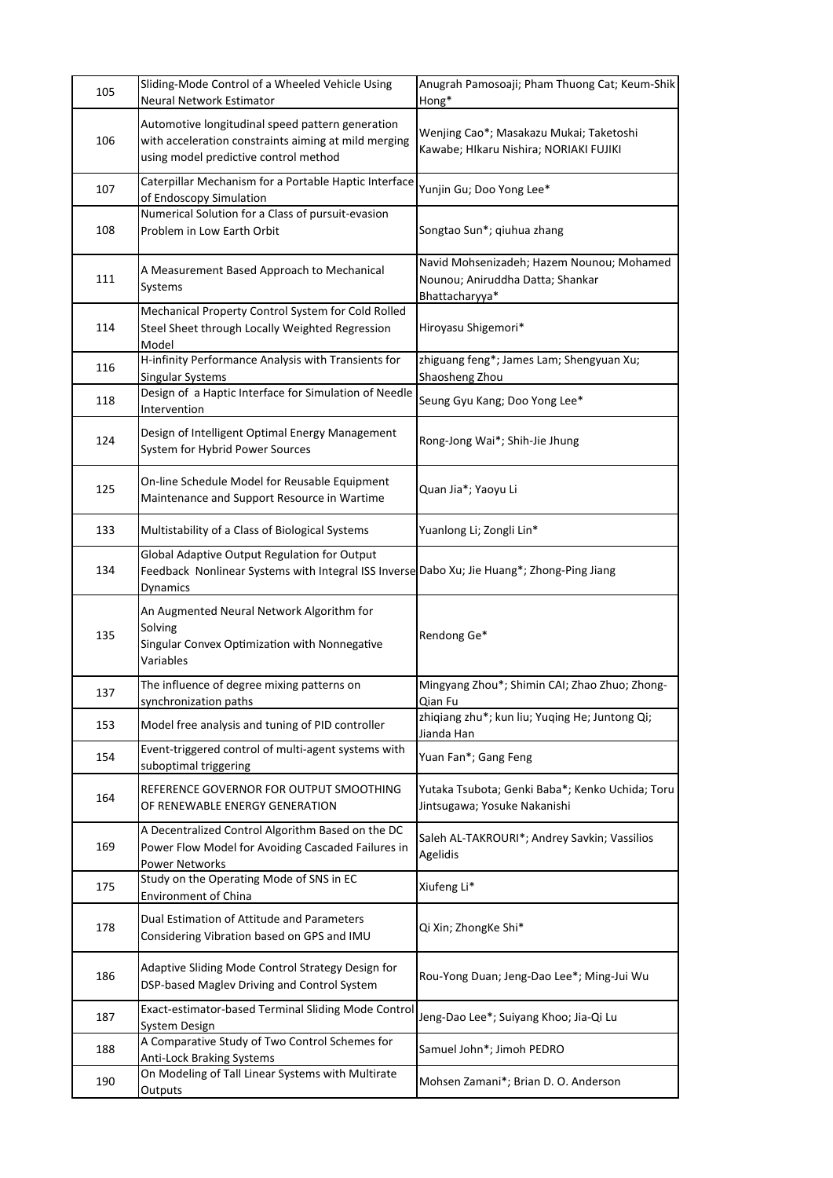| | | |
|---|---|---|
| 105 | Sliding-Mode Control of a Wheeled Vehicle Using Neural Network Estimator | Anugrah Pamosoaji; Pham Thuong Cat; Keum-Shik Hong* |
| 106 | Automotive longitudinal speed pattern generation with acceleration constraints aiming at mild merging using model predictive control method | Wenjing Cao*; Masakazu Mukai; Taketoshi Kawabe; HIkaru Nishira; NORIAKI FUJIKI |
| 107 | Caterpillar Mechanism for a Portable Haptic Interface of Endoscopy Simulation | Yunjin Gu; Doo Yong Lee* |
| 108 | Numerical Solution for a Class of pursuit-evasion Problem in Low Earth Orbit | Songtao Sun*; qiuhua zhang |
| 111 | A Measurement Based Approach to Mechanical Systems | Navid Mohsenizadeh; Hazem Nounou; Mohamed Nounou; Aniruddha Datta; Shankar Bhattacharyya* |
| 114 | Mechanical Property Control System for Cold Rolled Steel Sheet through Locally Weighted Regression Model | Hiroyasu Shigemori* |
| 116 | H-infinity Performance Analysis with Transients for Singular Systems | zhiguang feng*; James Lam; Shengyuan Xu; Shaosheng Zhou |
| 118 | Design of a Haptic Interface for Simulation of Needle Intervention | Seung Gyu Kang; Doo Yong Lee* |
| 124 | Design of Intelligent Optimal Energy Management System for Hybrid Power Sources | Rong-Jong Wai*; Shih-Jie Jhung |
| 125 | On-line Schedule Model for Reusable Equipment Maintenance and Support Resource in Wartime | Quan Jia*; Yaoyu Li |
| 133 | Multistability of a Class of Biological Systems | Yuanlong Li; Zongli Lin* |
| 134 | Global Adaptive Output Regulation for Output Feedback Nonlinear Systems with Integral ISS Inverse Dynamics | Dabo Xu; Jie Huang*; Zhong-Ping Jiang |
| 135 | An Augmented Neural Network Algorithm for Solving Singular Convex Optimization with Nonnegative Variables | Rendong Ge* |
| 137 | The influence of degree mixing patterns on synchronization paths | Mingyang Zhou*; Shimin CAI; Zhao Zhuo; Zhong-Qian Fu |
| 153 | Model free analysis and tuning of PID controller | zhiqiang zhu*; kun liu; Yuqing He; Juntong Qi; Jianda Han |
| 154 | Event-triggered control of multi-agent systems with suboptimal triggering | Yuan Fan*; Gang Feng |
| 164 | REFERENCE GOVERNOR FOR OUTPUT SMOOTHING OF RENEWABLE ENERGY GENERATION | Yutaka Tsubota; Genki Baba*; Kenko Uchida; Toru Jintsugawa; Yosuke Nakanishi |
| 169 | A Decentralized Control Algorithm Based on the DC Power Flow Model for Avoiding Cascaded Failures in Power Networks | Saleh AL-TAKROURI*; Andrey Savkin; Vassilios Agelidis |
| 175 | Study on the Operating Mode of SNS in EC Environment of China | Xiufeng Li* |
| 178 | Dual Estimation of Attitude and Parameters Considering Vibration based on GPS and IMU | Qi Xin; ZhongKe Shi* |
| 186 | Adaptive Sliding Mode Control Strategy Design for DSP-based Maglev Driving and Control System | Rou-Yong Duan; Jeng-Dao Lee*; Ming-Jui Wu |
| 187 | Exact-estimator-based Terminal Sliding Mode Control System Design | Jeng-Dao Lee*; Suiyang Khoo; Jia-Qi Lu |
| 188 | A Comparative Study of Two Control Schemes for Anti-Lock Braking Systems | Samuel John*; Jimoh PEDRO |
| 190 | On Modeling of Tall Linear Systems with Multirate Outputs | Mohsen Zamani*; Brian D. O. Anderson |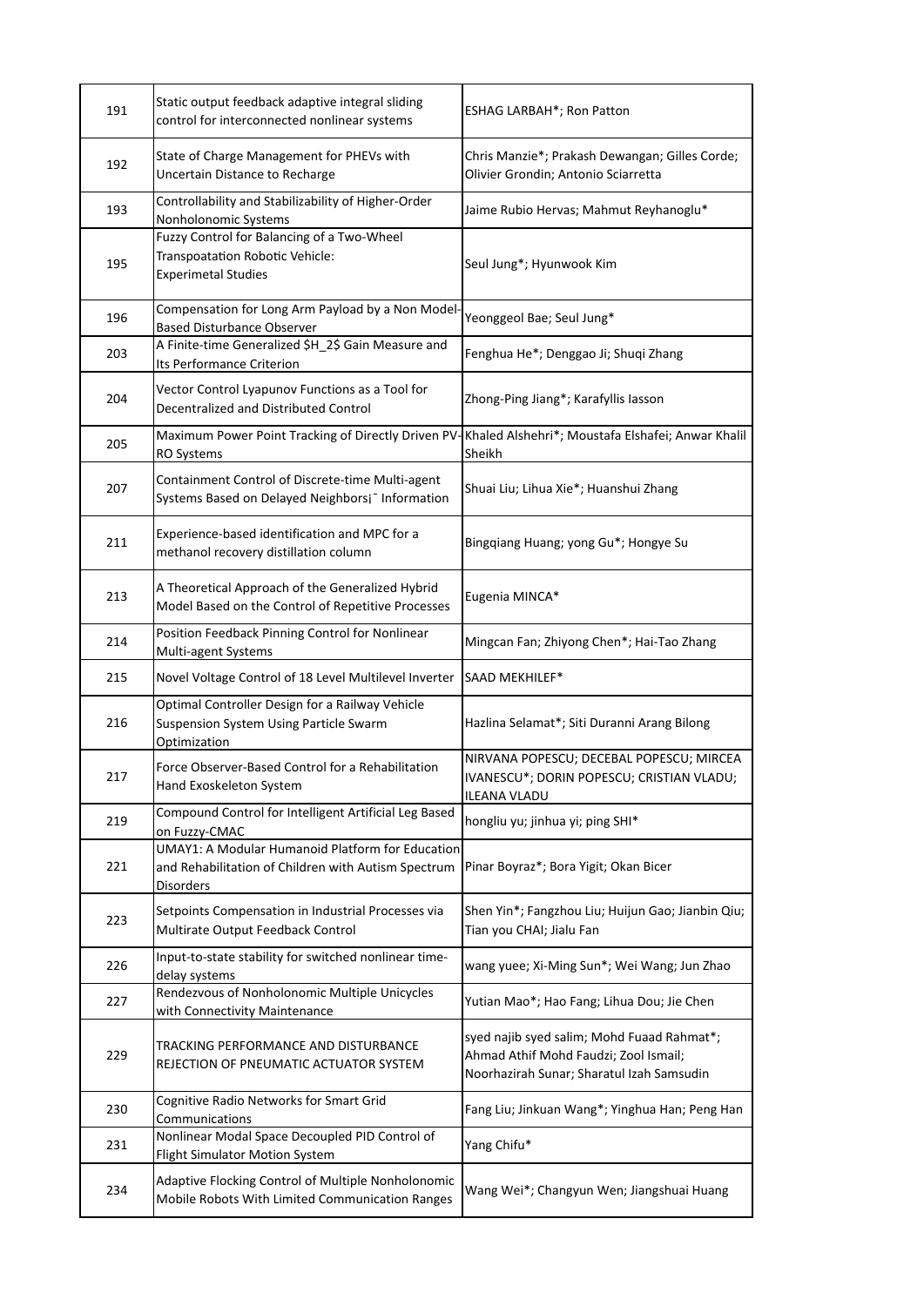| 191 | Static output feedback adaptive integral sliding control for interconnected nonlinear systems | ESHAG LARBAH*; Ron Patton |
|---|---|---|
| 192 | State of Charge Management for PHEVs with Uncertain Distance to Recharge | Chris Manzie*; Prakash Dewangan; Gilles Corde; Olivier Grondin; Antonio Sciarretta |
| 193 | Controllability and Stabilizability of Higher-Order Nonholonomic Systems | Jaime Rubio Hervas; Mahmut Reyhanoglu* |
| 195 | Fuzzy Control for Balancing of a Two-Wheel Transpoatation Robotic Vehicle: Experimetal Studies | Seul Jung*; Hyunwook Kim |
| 196 | Compensation for Long Arm Payload by a Non Model-Based Disturbance Observer | Yeonggeol Bae; Seul Jung* |
| 203 | A Finite-time Generalized $H_2$ Gain Measure and Its Performance Criterion | Fenghua He*; Denggao Ji; Shuqi Zhang |
| 204 | Vector Control Lyapunov Functions as a Tool for Decentralized and Distributed Control | Zhong-Ping Jiang*; Karafyllis Iasson |
| 205 | Maximum Power Point Tracking of Directly Driven PV-RO Systems | Khaled Alshehri*; Moustafa Elshafei; Anwar Khalil Sheikh |
| 207 | Containment Control of Discrete-time Multi-agent Systems Based on Delayed Neighbors¡¯ Information | Shuai Liu; Lihua Xie*; Huanshui Zhang |
| 211 | Experience-based identification and MPC for a methanol recovery distillation column | Bingqiang Huang; yong Gu*; Hongye Su |
| 213 | A Theoretical Approach of the Generalized Hybrid Model Based on the Control of Repetitive Processes | Eugenia MINCA* |
| 214 | Position Feedback Pinning Control for Nonlinear Multi-agent Systems | Mingcan Fan; Zhiyong Chen*; Hai-Tao Zhang |
| 215 | Novel Voltage Control of 18 Level Multilevel Inverter | SAAD MEKHILEF* |
| 216 | Optimal Controller Design for a Railway Vehicle Suspension System Using Particle Swarm Optimization | Hazlina Selamat*; Siti Duranni Arang Bilong |
| 217 | Force Observer-Based Control for a Rehabilitation Hand Exoskeleton System | NIRVANA POPESCU; DECEBAL POPESCU; MIRCEA IVANESCU*; DORIN POPESCU; CRISTIAN VLADU; ILEANA VLADU |
| 219 | Compound Control for Intelligent Artificial Leg Based on Fuzzy-CMAC | hongliu yu; jinhua yi; ping SHI* |
| 221 | UMAY1: A Modular Humanoid Platform for Education and Rehabilitation of Children with Autism Spectrum Disorders | Pinar Boyraz*; Bora Yigit; Okan Bicer |
| 223 | Setpoints Compensation in Industrial Processes via Multirate Output Feedback Control | Shen Yin*; Fangzhou Liu; Huijun Gao; Jianbin Qiu; Tian you CHAI; Jialu Fan |
| 226 | Input-to-state stability for switched nonlinear time-delay systems | wang yuee; Xi-Ming Sun*; Wei Wang; Jun Zhao |
| 227 | Rendezvous of Nonholonomic Multiple Unicycles with Connectivity Maintenance | Yutian Mao*; Hao Fang; Lihua Dou; Jie Chen |
| 229 | TRACKING PERFORMANCE AND DISTURBANCE REJECTION OF PNEUMATIC ACTUATOR SYSTEM | syed najib syed salim; Mohd Fuaad Rahmat*; Ahmad Athif Mohd Faudzi; Zool Ismail; Noorhazirah Sunar; Sharatul Izah Samsudin |
| 230 | Cognitive Radio Networks for Smart Grid Communications | Fang Liu; Jinkuan Wang*; Yinghua Han; Peng Han |
| 231 | Nonlinear Modal Space Decoupled PID Control of Flight Simulator Motion System | Yang Chifu* |
| 234 | Adaptive Flocking Control of Multiple Nonholonomic Mobile Robots With Limited Communication Ranges | Wang Wei*; Changyun Wen; Jiangshuai Huang |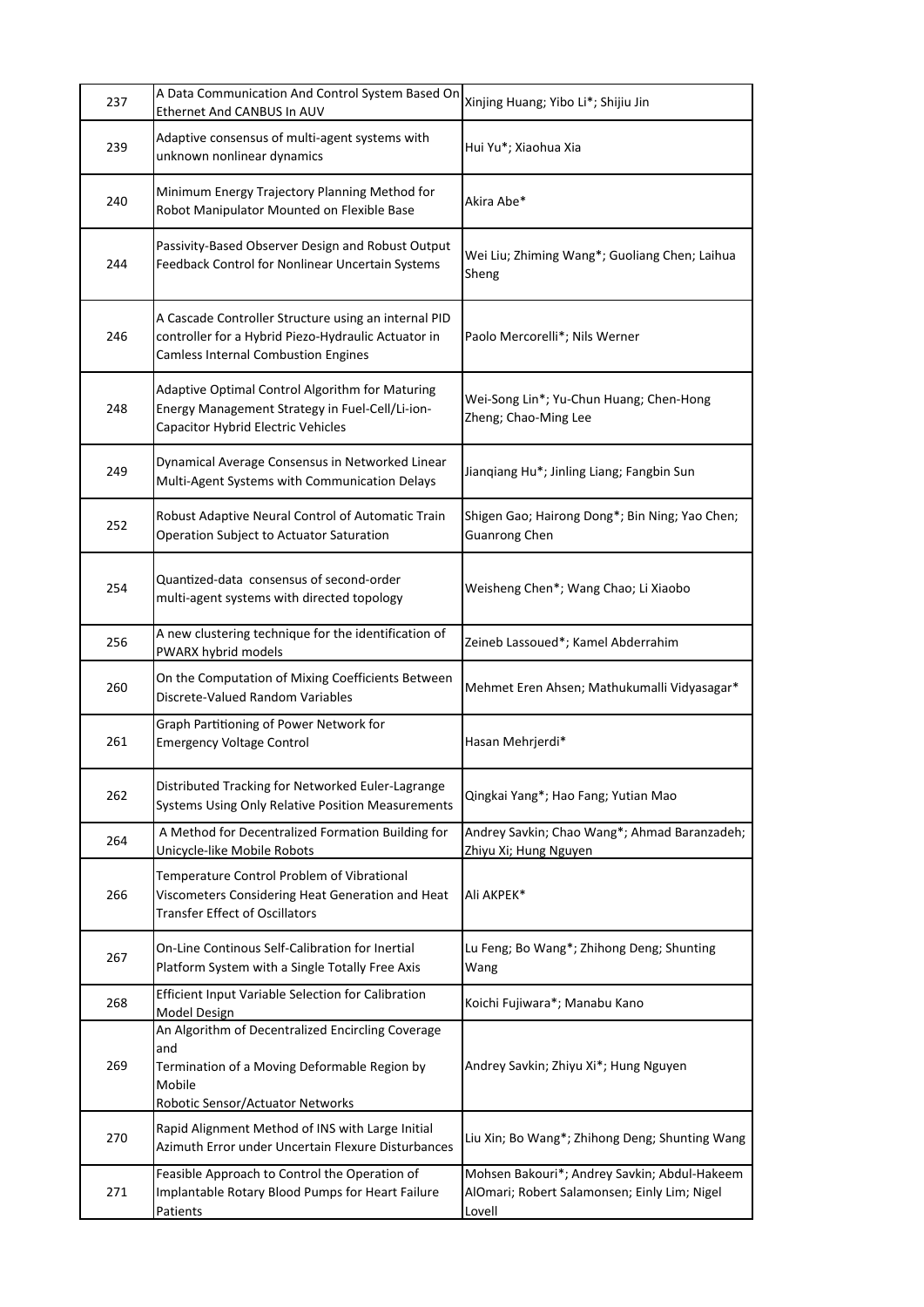| | | |
|---|---|---|
| 237 | A Data Communication And Control System Based On Ethernet And CANBUS In AUV | Xinjing Huang; Yibo Li*; Shijiu Jin |
| 239 | Adaptive consensus of multi-agent systems with unknown nonlinear dynamics | Hui Yu*; Xiaohua Xia |
| 240 | Minimum Energy Trajectory Planning Method for Robot Manipulator Mounted on Flexible Base | Akira Abe* |
| 244 | Passivity-Based Observer Design and Robust Output Feedback Control for Nonlinear Uncertain Systems | Wei Liu; Zhiming Wang*; Guoliang Chen; Laihua Sheng |
| 246 | A Cascade Controller Structure using an internal PID controller for a Hybrid Piezo-Hydraulic Actuator in Camless Internal Combustion Engines | Paolo Mercorelli*; Nils Werner |
| 248 | Adaptive Optimal Control Algorithm for Maturing Energy Management Strategy in Fuel-Cell/Li-ion-Capacitor Hybrid Electric Vehicles | Wei-Song Lin*; Yu-Chun Huang; Chen-Hong Zheng; Chao-Ming Lee |
| 249 | Dynamical Average Consensus in Networked Linear Multi-Agent Systems with Communication Delays | Jianqiang Hu*; Jinling Liang; Fangbin Sun |
| 252 | Robust Adaptive Neural Control of Automatic Train Operation Subject to Actuator Saturation | Shigen Gao; Hairong Dong*; Bin Ning; Yao Chen; Guanrong Chen |
| 254 | Quantized-data consensus of second-order multi-agent systems with directed topology | Weisheng Chen*; Wang Chao; Li Xiaobo |
| 256 | A new clustering technique for the identification of PWARX hybrid models | Zeineb Lassoued*; Kamel Abderrahim |
| 260 | On the Computation of Mixing Coefficients Between Discrete-Valued Random Variables | Mehmet Eren Ahsen; Mathukumalli Vidyasagar* |
| 261 | Graph Partitioning of Power Network for Emergency Voltage Control | Hasan Mehrjerdi* |
| 262 | Distributed Tracking for Networked Euler-Lagrange Systems Using Only Relative Position Measurements | Qingkai Yang*; Hao Fang; Yutian Mao |
| 264 | A Method for Decentralized Formation Building for Unicycle-like Mobile Robots | Andrey Savkin; Chao Wang*; Ahmad Baranzadeh; Zhiyu Xi; Hung Nguyen |
| 266 | Temperature Control Problem of Vibrational Viscometers Considering Heat Generation and Heat Transfer Effect of Oscillators | Ali AKPEK* |
| 267 | On-Line Continous Self-Calibration for Inertial Platform System with a Single Totally Free Axis | Lu Feng; Bo Wang*; Zhihong Deng; Shunting Wang |
| 268 | Efficient Input Variable Selection for Calibration Model Design | Koichi Fujiwara*; Manabu Kano |
| 269 | An Algorithm of Decentralized Encircling Coverage and Termination of a Moving Deformable Region by Mobile Robotic Sensor/Actuator Networks | Andrey Savkin; Zhiyu Xi*; Hung Nguyen |
| 270 | Rapid Alignment Method of INS with Large Initial Azimuth Error under Uncertain Flexure Disturbances | Liu Xin; Bo Wang*; Zhihong Deng; Shunting Wang |
| 271 | Feasible Approach to Control the Operation of Implantable Rotary Blood Pumps for Heart Failure Patients | Mohsen Bakouri*; Andrey Savkin; Abdul-Hakeem AlOmari; Robert Salamonsen; Einly Lim; Nigel Lovell |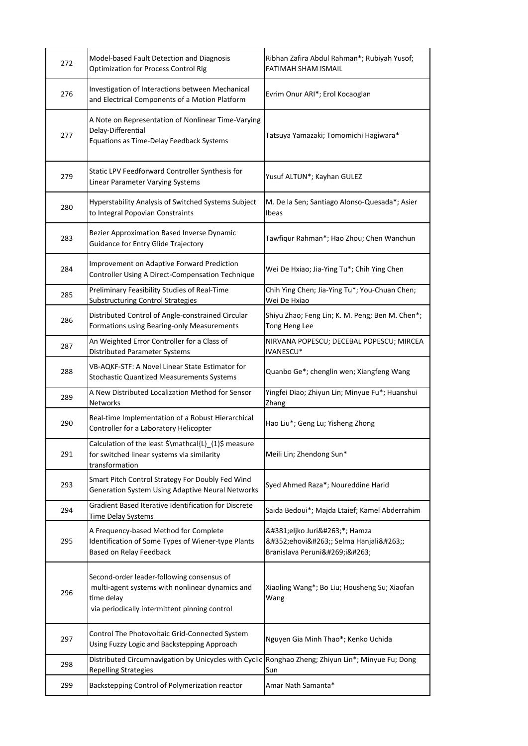| 272 | Model-based Fault Detection and Diagnosis Optimization for Process Control Rig | Ribhan Zafira Abdul Rahman*; Rubiyah Yusof; FATIMAH SHAM ISMAIL |
|---|---|---|
| 276 | Investigation of Interactions between Mechanical and Electrical Components of a Motion Platform | Evrim Onur ARI*; Erol Kocaoglan |
| 277 | A Note on Representation of Nonlinear Time-Varying Delay-Differential Equations as Time-Delay Feedback Systems | Tatsuya Yamazaki; Tomomichi Hagiwara* |
| 279 | Static LPV Feedforward Controller Synthesis for Linear Parameter Varying Systems | Yusuf ALTUN*; Kayhan GULEZ |
| 280 | Hyperstability Analysis of Switched Systems Subject to Integral Popovian Constraints | M. De la Sen; Santiago Alonso-Quesada*; Asier Ibeas |
| 283 | Bezier Approximation Based Inverse Dynamic Guidance for Entry Glide Trajectory | Tawfiqur Rahman*; Hao Zhou; Chen Wanchun |
| 284 | Improvement on Adaptive Forward Prediction Controller Using A Direct-Compensation Technique | Wei De Hxiao; Jia-Ying Tu*; Chih Ying Chen |
| 285 | Preliminary Feasibility Studies of Real-Time Substructuring Control Strategies | Chih Ying Chen; Jia-Ying Tu*; You-Chuan Chen; Wei De Hxiao |
| 286 | Distributed Control of Angle-constrained Circular Formations using Bearing-only Measurements | Shiyu Zhao; Feng Lin; K. M. Peng; Ben M. Chen*; Tong Heng Lee |
| 287 | An Weighted Error Controller for a Class of Distributed Parameter Systems | NIRVANA POPESCU; DECEBAL POPESCU; MIRCEA IVANESCU* |
| 288 | VB-AQKF-STF: A Novel Linear State Estimator for Stochastic Quantized Measurements Systems | Quanbo Ge*; chenglin wen; Xiangfeng Wang |
| 289 | A New Distributed Localization Method for Sensor Networks | Yingfei Diao; Zhiyun Lin; Minyue Fu*; Huanshui Zhang |
| 290 | Real-time Implementation of a Robust Hierarchical Controller for a Laboratory Helicopter | Hao Liu*; Geng Lu; Yisheng Zhong |
| 291 | Calculation of the least $\mathcal{L}_{1}$ measure for switched linear systems via similarity transformation | Meili Lin; Zhendong Sun* |
| 293 | Smart Pitch Control Strategy For Doubly Fed Wind Generation System Using Adaptive Neural Networks | Syed Ahmed Raza*; Noureddine Harid |
| 294 | Gradient Based Iterative Identification for Discrete Time Delay Systems | Saida Bedoui*; Majda Ltaief; Kamel Abderrahim |
| 295 | A Frequency-based Method for Complete Identification of Some Types of Wiener-type Plants Based on Relay Feedback | &#381;eljko Juri&#263;*; Hamza &#352;ehovi&#263;; Selma Hanjali&#263;; Branislava Peruni&#269;i&#263; |
| 296 | Second-order leader-following consensus of multi-agent systems with nonlinear dynamics and time delay via periodically intermittent pinning control | Xiaoling Wang*; Bo Liu; Housheng Su; Xiaofan Wang |
| 297 | Control The Photovoltaic Grid-Connected System Using Fuzzy Logic and Backstepping Approach | Nguyen Gia Minh Thao*; Kenko Uchida |
| 298 | Distributed Circumnavigation by Unicycles with Cyclic Repelling Strategies | Ronghao Zheng; Zhiyun Lin*; Minyue Fu; Dong Sun |
| 299 | Backstepping Control of Polymerization reactor | Amar Nath Samanta* |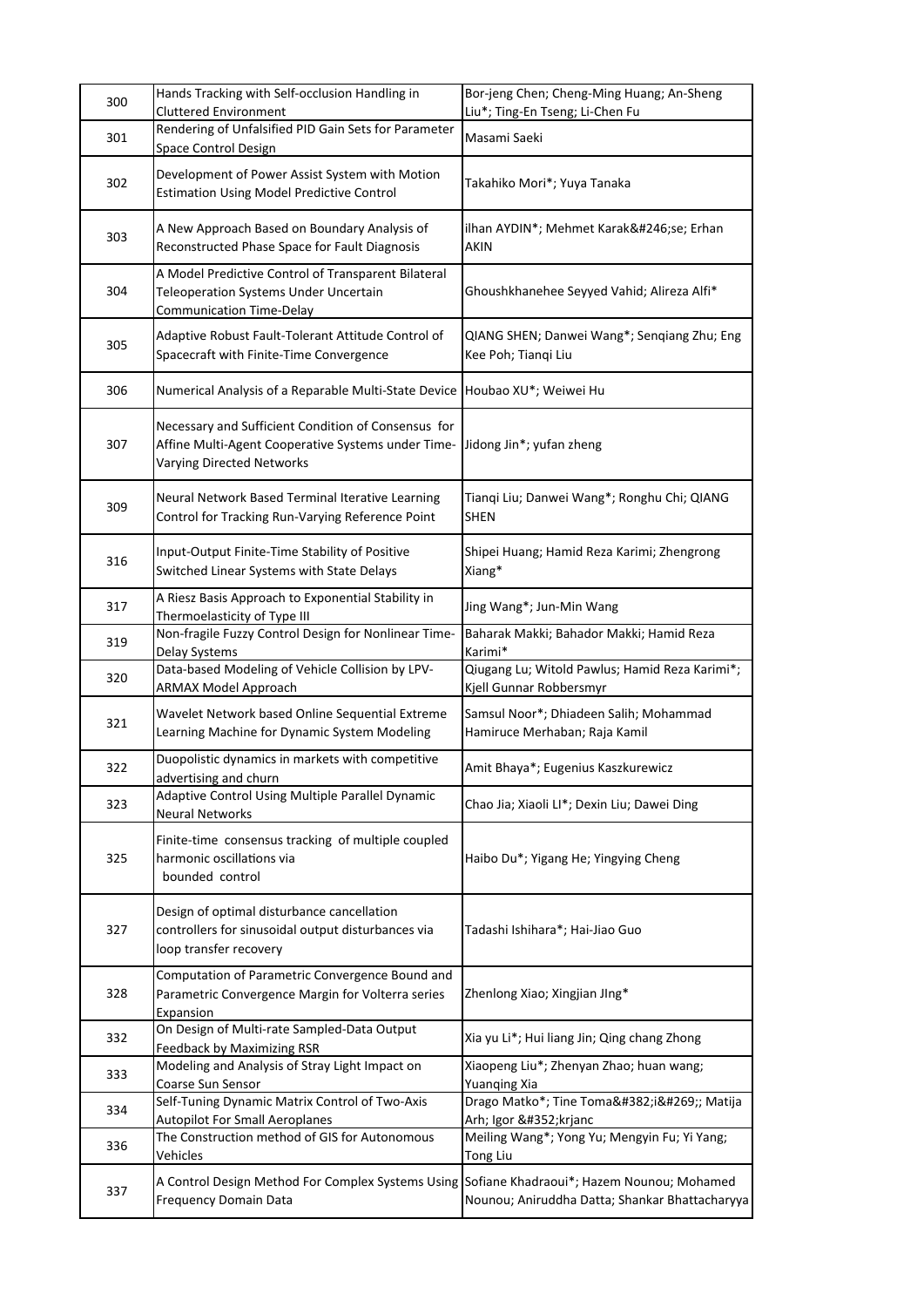| | | |
|---|---|---|
| 300 | Hands Tracking with Self-occlusion Handling in Cluttered Environment | Bor-jeng Chen; Cheng-Ming Huang; An-Sheng Liu*; Ting-En Tseng; Li-Chen Fu |
| 301 | Rendering of Unfalsified PID Gain Sets for Parameter Space Control Design | Masami Saeki |
| 302 | Development of Power Assist System with Motion Estimation Using Model Predictive Control | Takahiko Mori*; Yuya Tanaka |
| 303 | A New Approach Based on Boundary Analysis of Reconstructed Phase Space for Fault Diagnosis | ilhan AYDIN*; Mehmet Karak&#246;se; Erhan AKIN |
| 304 | A Model Predictive Control of Transparent Bilateral Teleoperation Systems Under Uncertain Communication Time-Delay | Ghoushkhanehee Seyyed Vahid; Alireza Alfi* |
| 305 | Adaptive Robust Fault-Tolerant Attitude Control of Spacecraft with Finite-Time Convergence | QIANG SHEN; Danwei Wang*; Senqiang Zhu; Eng Kee Poh; Tianqi Liu |
| 306 | Numerical Analysis of a Reparable Multi-State Device | Houbao XU*; Weiwei Hu |
| 307 | Necessary and Sufficient Condition of Consensus for Affine Multi-Agent Cooperative Systems under Time-Varying Directed Networks | Jidong Jin*; yufan zheng |
| 309 | Neural Network Based Terminal Iterative Learning Control for Tracking Run-Varying Reference Point | Tianqi Liu; Danwei Wang*; Ronghu Chi; QIANG SHEN |
| 316 | Input-Output Finite-Time Stability of Positive Switched Linear Systems with State Delays | Shipei Huang; Hamid Reza Karimi; Zhengrong Xiang* |
| 317 | A Riesz Basis Approach to Exponential Stability in Thermoelasticity of Type III | Jing Wang*; Jun-Min Wang |
| 319 | Non-fragile Fuzzy Control Design for Nonlinear Time-Delay Systems | Baharak Makki; Bahador Makki; Hamid Reza Karimi* |
| 320 | Data-based Modeling of Vehicle Collision by LPV-ARMAX Model Approach | Qiugang Lu; Witold Pawlus; Hamid Reza Karimi*; Kjell Gunnar Robbersmyr |
| 321 | Wavelet Network based Online Sequential Extreme Learning Machine for Dynamic System Modeling | Samsul Noor*; Dhiadeen Salih; Mohammad Hamiruce Merhaban; Raja Kamil |
| 322 | Duopolistic dynamics in markets with competitive advertising and churn | Amit Bhaya*; Eugenius Kaszkurewicz |
| 323 | Adaptive Control Using Multiple Parallel Dynamic Neural Networks | Chao Jia; Xiaoli LI*; Dexin Liu; Dawei Ding |
| 325 | Finite-time consensus tracking of multiple coupled harmonic oscillations via bounded control | Haibo Du*; Yigang He; Yingying Cheng |
| 327 | Design of optimal disturbance cancellation controllers for sinusoidal output disturbances via loop transfer recovery | Tadashi Ishihara*; Hai-Jiao Guo |
| 328 | Computation of Parametric Convergence Bound and Parametric Convergence Margin for Volterra series Expansion | Zhenlong Xiao; Xingjian JIng* |
| 332 | On Design of Multi-rate Sampled-Data Output Feedback by Maximizing RSR | Xia yu Li*; Hui liang Jin; Qing chang Zhong |
| 333 | Modeling and Analysis of Stray Light Impact on Coarse Sun Sensor | Xiaopeng Liu*; Zhenyan Zhao; huan wang; Yuanqing Xia |
| 334 | Self-Tuning Dynamic Matrix Control of Two-Axis Autopilot For Small Aeroplanes | Drago Matko*; Tine Toma&#382;i&#269;; Matija Arh; Igor &#352;krjanc |
| 336 | The Construction method of GIS for Autonomous Vehicles | Meiling Wang*; Yong Yu; Mengyin Fu; Yi Yang; Tong Liu |
| 337 | A Control Design Method For Complex Systems Using Frequency Domain Data | Sofiane Khadraoui*; Hazem Nounou; Mohamed Nounou; Aniruddha Datta; Shankar Bhattacharyya |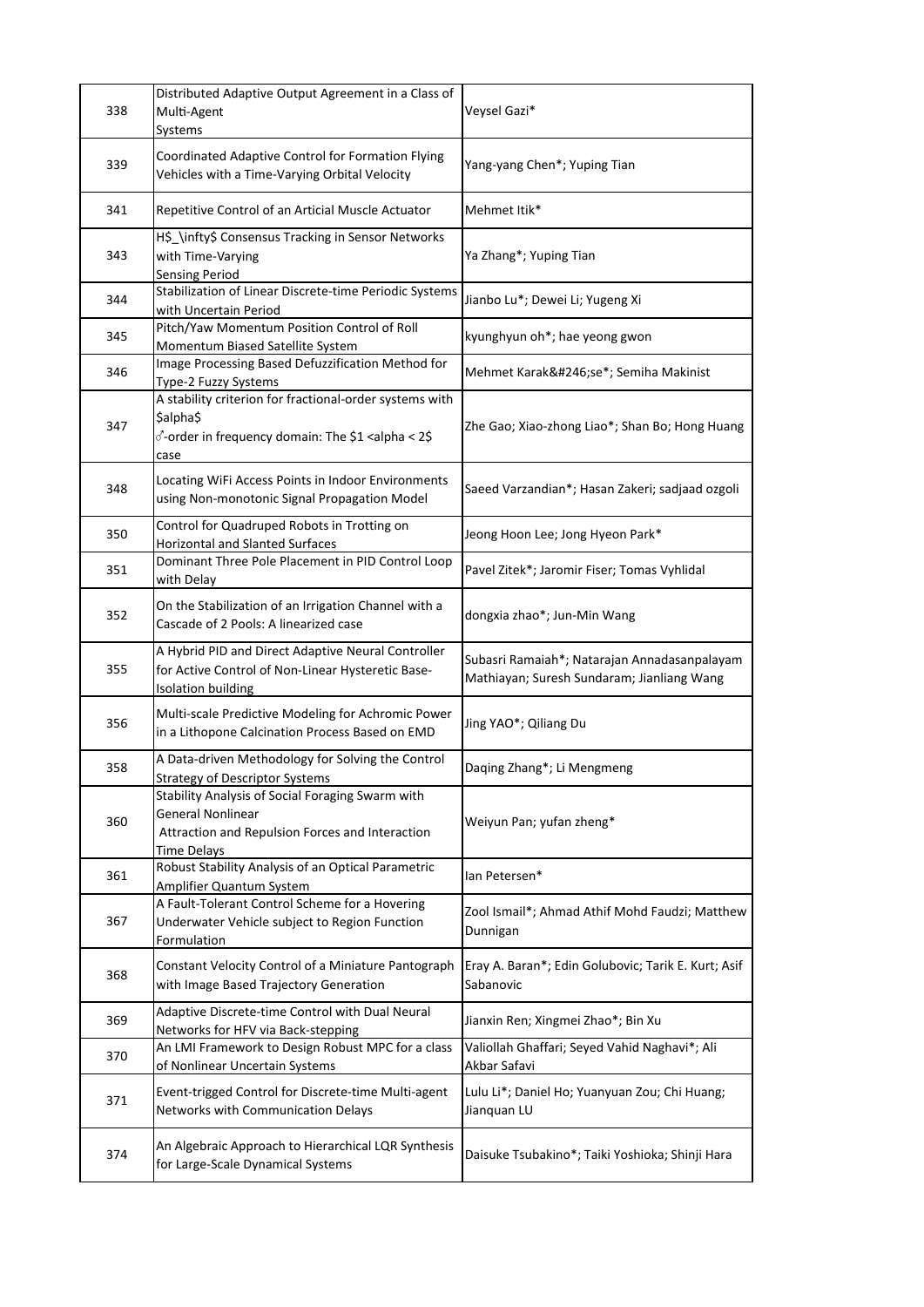| 338 | Distributed Adaptive Output Agreement in a Class of Multi-Agent Systems | Veysel Gazi* |
|---|---|---|
| 339 | Coordinated Adaptive Control for Formation Flying Vehicles with a Time-Varying Orbital Velocity | Yang-yang Chen*; Yuping Tian |
| 341 | Repetitive Control of an Articial Muscle Actuator | Mehmet Itik* |
| 343 | H$_\infty$ Consensus Tracking in Sensor Networks with Time-Varying Sensing Period | Ya Zhang*; Yuping Tian |
| 344 | Stabilization of Linear Discrete-time Periodic Systems with Uncertain Period | Jianbo Lu*; Dewei Li; Yugeng Xi |
| 345 | Pitch/Yaw Momentum Position Control of Roll Momentum Biased Satellite System | kyunghyun oh*; hae yeong gwon |
| 346 | Image Processing Based Defuzzification Method for Type-2 Fuzzy Systems | Mehmet Karak&#246;se*; Semiha Makinist |
| 347 | A stability criterion for fractional-order systems with \$alpha\$ ♂-order in frequency domain: The \$1 <alpha < 2\$ case | Zhe Gao; Xiao-zhong Liao*; Shan Bo; Hong Huang |
| 348 | Locating WiFi Access Points in Indoor Environments using Non-monotonic Signal Propagation Model | Saeed Varzandian*; Hasan Zakeri; sadjaad ozgoli |
| 350 | Control for Quadruped Robots in Trotting on Horizontal and Slanted Surfaces | Jeong Hoon Lee; Jong Hyeon Park* |
| 351 | Dominant Three Pole Placement in PID Control Loop with Delay | Pavel Zitek*; Jaromir Fiser; Tomas Vyhlidal |
| 352 | On the Stabilization of an Irrigation Channel with a Cascade of 2 Pools: A linearized case | dongxia zhao*; Jun-Min Wang |
| 355 | A Hybrid PID and Direct Adaptive Neural Controller for Active Control of Non-Linear Hysteretic Base-Isolation building | Subasri Ramaiah*; Natarajan Annadasanpalayam Mathiayan; Suresh Sundaram; Jianliang Wang |
| 356 | Multi-scale Predictive Modeling for Achromic Power in a Lithopone Calcination Process Based on EMD | Jing YAO*; Qiliang Du |
| 358 | A Data-driven Methodology for Solving the Control Strategy of Descriptor Systems | Daqing Zhang*; Li Mengmeng |
| 360 | Stability Analysis of Social Foraging Swarm with General Nonlinear Attraction and Repulsion Forces and Interaction Time Delays | Weiyun Pan; yufan zheng* |
| 361 | Robust Stability Analysis of an Optical Parametric Amplifier Quantum System | Ian Petersen* |
| 367 | A Fault-Tolerant Control Scheme for a Hovering Underwater Vehicle subject to Region Function Formulation | Zool Ismail*; Ahmad Athif Mohd Faudzi; Matthew Dunnigan |
| 368 | Constant Velocity Control of a Miniature Pantograph with Image Based Trajectory Generation | Eray A. Baran*; Edin Golubovic; Tarik E. Kurt; Asif Sabanovic |
| 369 | Adaptive Discrete-time Control with Dual Neural Networks for HFV via Back-stepping | Jianxin Ren; Xingmei Zhao*; Bin Xu |
| 370 | An LMI Framework to Design Robust MPC for a class of Nonlinear Uncertain Systems | Valiollah Ghaffari; Seyed Vahid Naghavi*; Ali Akbar Safavi |
| 371 | Event-trigged Control for Discrete-time Multi-agent Networks with Communication Delays | Lulu Li*; Daniel Ho; Yuanyuan Zou; Chi Huang; Jianquan LU |
| 374 | An Algebraic Approach to Hierarchical LQR Synthesis for Large-Scale Dynamical Systems | Daisuke Tsubakino*; Taiki Yoshioka; Shinji Hara |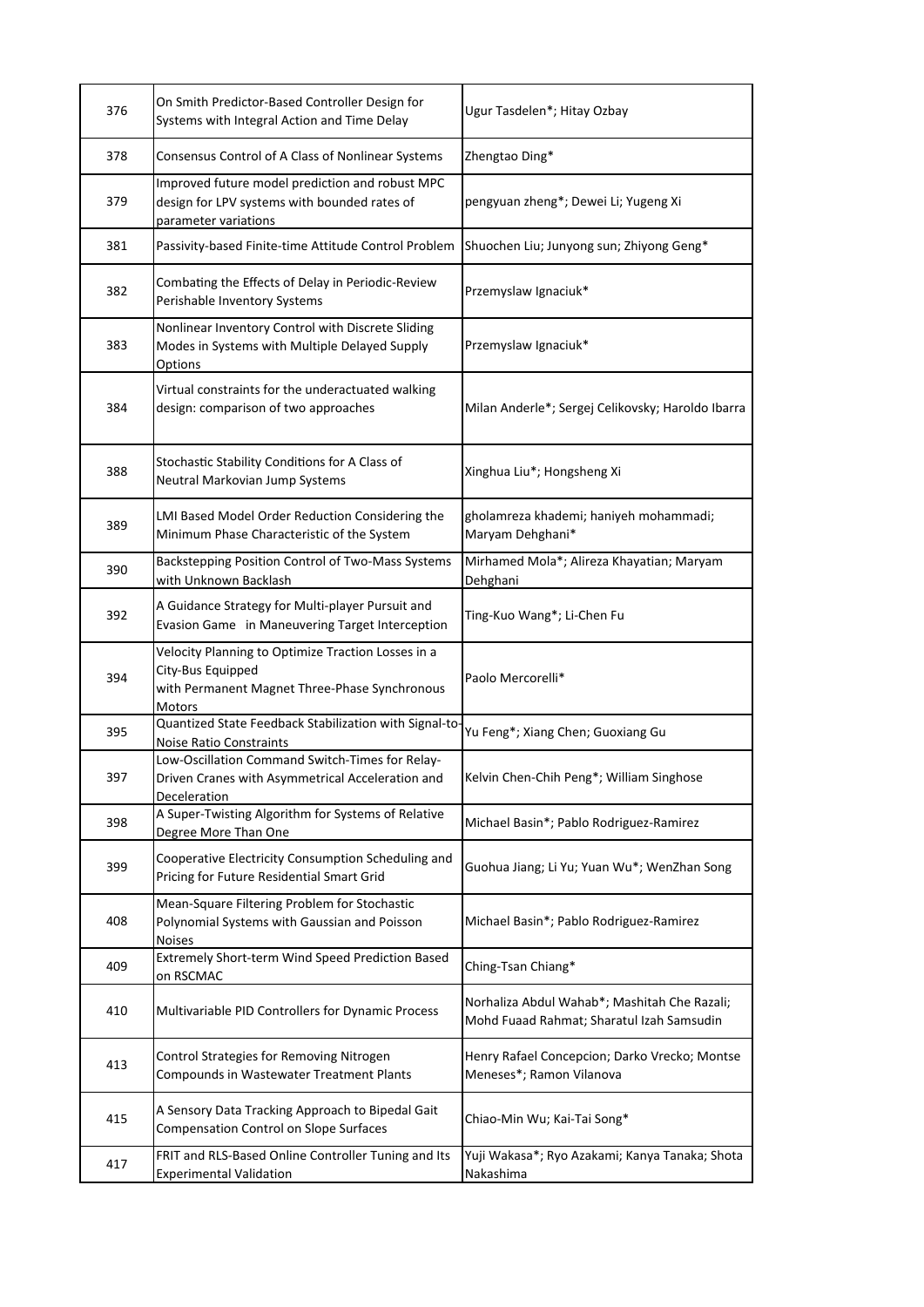| | | |
|---|---|---|
| 376 | On Smith Predictor-Based Controller Design for Systems with Integral Action and Time Delay | Ugur Tasdelen*; Hitay Ozbay |
| 378 | Consensus Control of A Class of Nonlinear Systems | Zhengtao Ding* |
| 379 | Improved future model prediction and robust MPC design for LPV systems with bounded rates of parameter variations | pengyuan zheng*; Dewei Li; Yugeng Xi |
| 381 | Passivity-based Finite-time Attitude Control Problem | Shuochen Liu; Junyong sun; Zhiyong Geng* |
| 382 | Combating the Effects of Delay in Periodic-Review Perishable Inventory Systems | Przemyslaw Ignaciuk* |
| 383 | Nonlinear Inventory Control with Discrete Sliding Modes in Systems with Multiple Delayed Supply Options | Przemyslaw Ignaciuk* |
| 384 | Virtual constraints for the underactuated walking design: comparison of two approaches | Milan Anderle*; Sergej Celikovsky; Haroldo Ibarra |
| 388 | Stochastic Stability Conditions for A Class of Neutral Markovian Jump Systems | Xinghua Liu*; Hongsheng Xi |
| 389 | LMI Based Model Order Reduction Considering the Minimum Phase Characteristic of the System | gholamreza khademi; haniyeh mohammadi; Maryam Dehghani* |
| 390 | Backstepping Position Control of Two-Mass Systems with Unknown Backlash | Mirhamed Mola*; Alireza Khayatian; Maryam Dehghani |
| 392 | A Guidance Strategy for Multi-player Pursuit and Evasion Game in Maneuvering Target Interception | Ting-Kuo Wang*; Li-Chen Fu |
| 394 | Velocity Planning to Optimize Traction Losses in a City-Bus Equipped with Permanent Magnet Three-Phase Synchronous Motors | Paolo Mercorelli* |
| 395 | Quantized State Feedback Stabilization with Signal-to-Noise Ratio Constraints | Yu Feng*; Xiang Chen; Guoxiang Gu |
| 397 | Low-Oscillation Command Switch-Times for Relay-Driven Cranes with Asymmetrical Acceleration and Deceleration | Kelvin Chen-Chih Peng*; William Singhose |
| 398 | A Super-Twisting Algorithm for Systems of Relative Degree More Than One | Michael Basin*; Pablo Rodriguez-Ramirez |
| 399 | Cooperative Electricity Consumption Scheduling and Pricing for Future Residential Smart Grid | Guohua Jiang; Li Yu; Yuan Wu*; WenZhan Song |
| 408 | Mean-Square Filtering Problem for Stochastic Polynomial Systems with Gaussian and Poisson Noises | Michael Basin*; Pablo Rodriguez-Ramirez |
| 409 | Extremely Short-term Wind Speed Prediction Based on RSCMAC | Ching-Tsan Chiang* |
| 410 | Multivariable PID Controllers for Dynamic Process | Norhaliza Abdul Wahab*; Mashitah Che Razali; Mohd Fuaad Rahmat; Sharatul Izah Samsudin |
| 413 | Control Strategies for Removing Nitrogen Compounds in Wastewater Treatment Plants | Henry Rafael Concepcion; Darko Vrecko; Montse Meneses*; Ramon Vilanova |
| 415 | A Sensory Data Tracking Approach to Bipedal Gait Compensation Control on Slope Surfaces | Chiao-Min Wu; Kai-Tai Song* |
| 417 | FRIT and RLS-Based Online Controller Tuning and Its Experimental Validation | Yuji Wakasa*; Ryo Azakami; Kanya Tanaka; Shota Nakashima |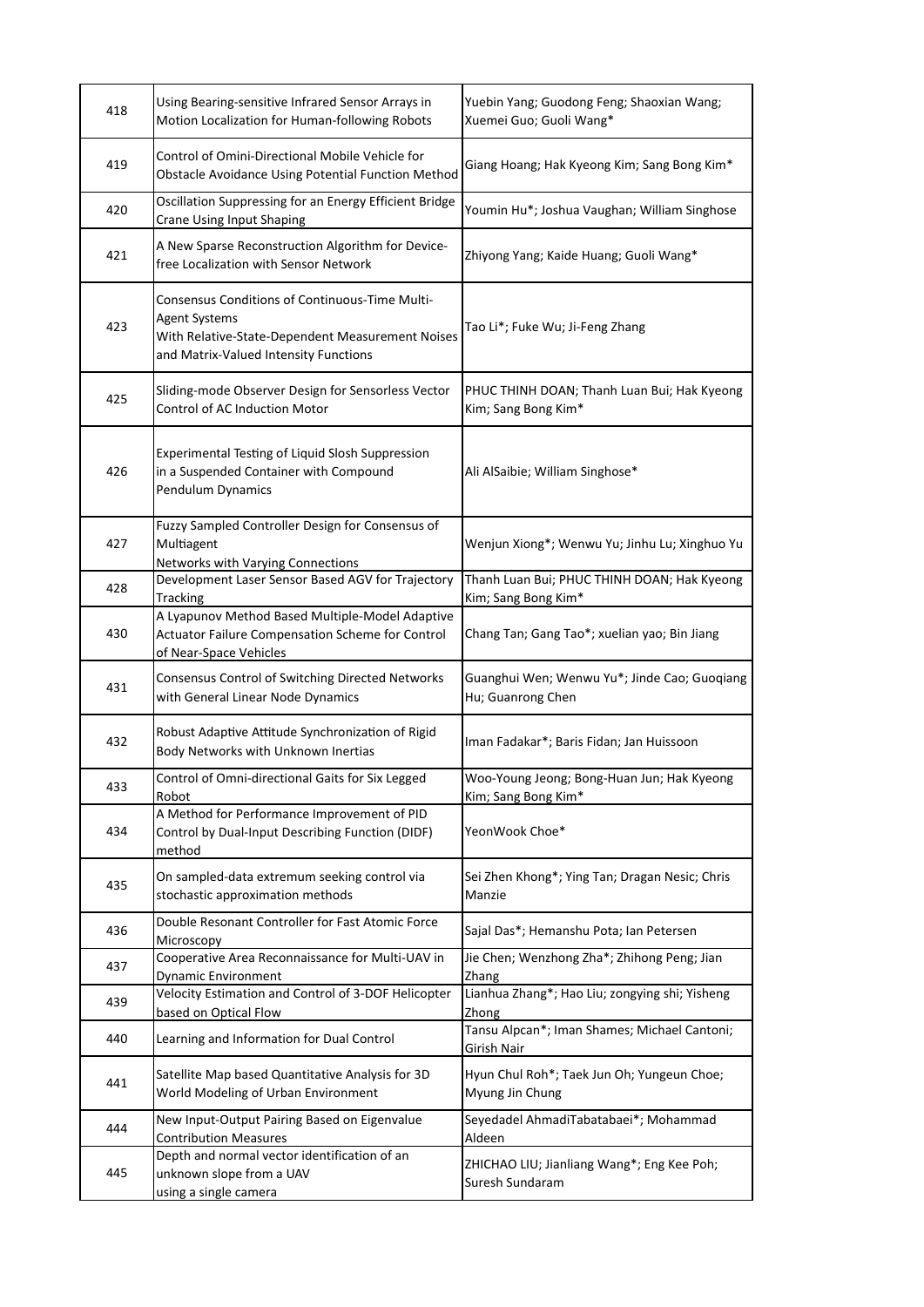| 418 | Using Bearing-sensitive Infrared Sensor Arrays in Motion Localization for Human-following Robots | Yuebin Yang; Guodong Feng; Shaoxian Wang; Xuemei Guo; Guoli Wang* |
|---|---|---|
| 419 | Control of Omini-Directional Mobile Vehicle for Obstacle Avoidance Using Potential Function Method | Giang Hoang; Hak Kyeong Kim; Sang Bong Kim* |
| 420 | Oscillation Suppressing for an Energy Efficient Bridge Crane Using Input Shaping | Youmin Hu*; Joshua Vaughan; William Singhose |
| 421 | A New Sparse Reconstruction Algorithm for Device-free Localization with Sensor Network | Zhiyong Yang; Kaide Huang; Guoli Wang* |
| 423 | Consensus Conditions of Continuous-Time Multi-Agent Systems With Relative-State-Dependent Measurement Noises and Matrix-Valued Intensity Functions | Tao Li*; Fuke Wu; Ji-Feng Zhang |
| 425 | Sliding-mode Observer Design for Sensorless Vector Control of AC Induction Motor | PHUC THINH DOAN; Thanh Luan Bui; Hak Kyeong Kim; Sang Bong Kim* |
| 426 | Experimental Testing of Liquid Slosh Suppression in a Suspended Container with Compound Pendulum Dynamics | Ali AlSaibie; William Singhose* |
| 427 | Fuzzy Sampled Controller Design for Consensus of Multiagent Networks with Varying Connections | Wenjun Xiong*; Wenwu Yu; Jinhu Lu; Xinghuo Yu |
| 428 | Development Laser Sensor Based AGV for Trajectory Tracking | Thanh Luan Bui; PHUC THINH DOAN; Hak Kyeong Kim; Sang Bong Kim* |
| 430 | A Lyapunov Method Based Multiple-Model Adaptive Actuator Failure Compensation Scheme for Control of Near-Space Vehicles | Chang Tan; Gang Tao*; xuelian yao; Bin Jiang |
| 431 | Consensus Control of Switching Directed Networks with General Linear Node Dynamics | Guanghui Wen; Wenwu Yu*; Jinde Cao; Guoqiang Hu; Guanrong Chen |
| 432 | Robust Adaptive Attitude Synchronization of Rigid Body Networks with Unknown Inertias | Iman Fadakar*; Baris Fidan; Jan Huissoon |
| 433 | Control of Omni-directional Gaits for Six Legged Robot | Woo-Young Jeong; Bong-Huan Jun; Hak Kyeong Kim; Sang Bong Kim* |
| 434 | A Method for Performance Improvement of PID Control by Dual-Input Describing Function (DIDF) method | YeonWook Choe* |
| 435 | On sampled-data extremum seeking control via stochastic approximation methods | Sei Zhen Khong*; Ying Tan; Dragan Nesic; Chris Manzie |
| 436 | Double Resonant Controller for Fast Atomic Force Microscopy | Sajal Das*; Hemanshu Pota; Ian Petersen |
| 437 | Cooperative Area Reconnaissance for Multi-UAV in Dynamic Environment | Jie Chen; Wenzhong Zha*; Zhihong Peng; Jian Zhang |
| 439 | Velocity Estimation and Control of 3-DOF Helicopter based on Optical Flow | Lianhua Zhang*; Hao Liu; zongying shi; Yisheng Zhong |
| 440 | Learning and Information for Dual Control | Tansu Alpcan*; Iman Shames; Michael Cantoni; Girish Nair |
| 441 | Satellite Map based Quantitative Analysis for 3D World Modeling of Urban Environment | Hyun Chul Roh*; Taek Jun Oh; Yungeun Choe; Myung Jin Chung |
| 444 | New Input-Output Pairing Based on Eigenvalue Contribution Measures | Seyedadel AhmadiTabatabaei*; Mohammad Aldeen |
| 445 | Depth and normal vector identification of an unknown slope from a UAV using a single camera | ZHICHAO LIU; Jianliang Wang*; Eng Kee Poh; Suresh Sundaram |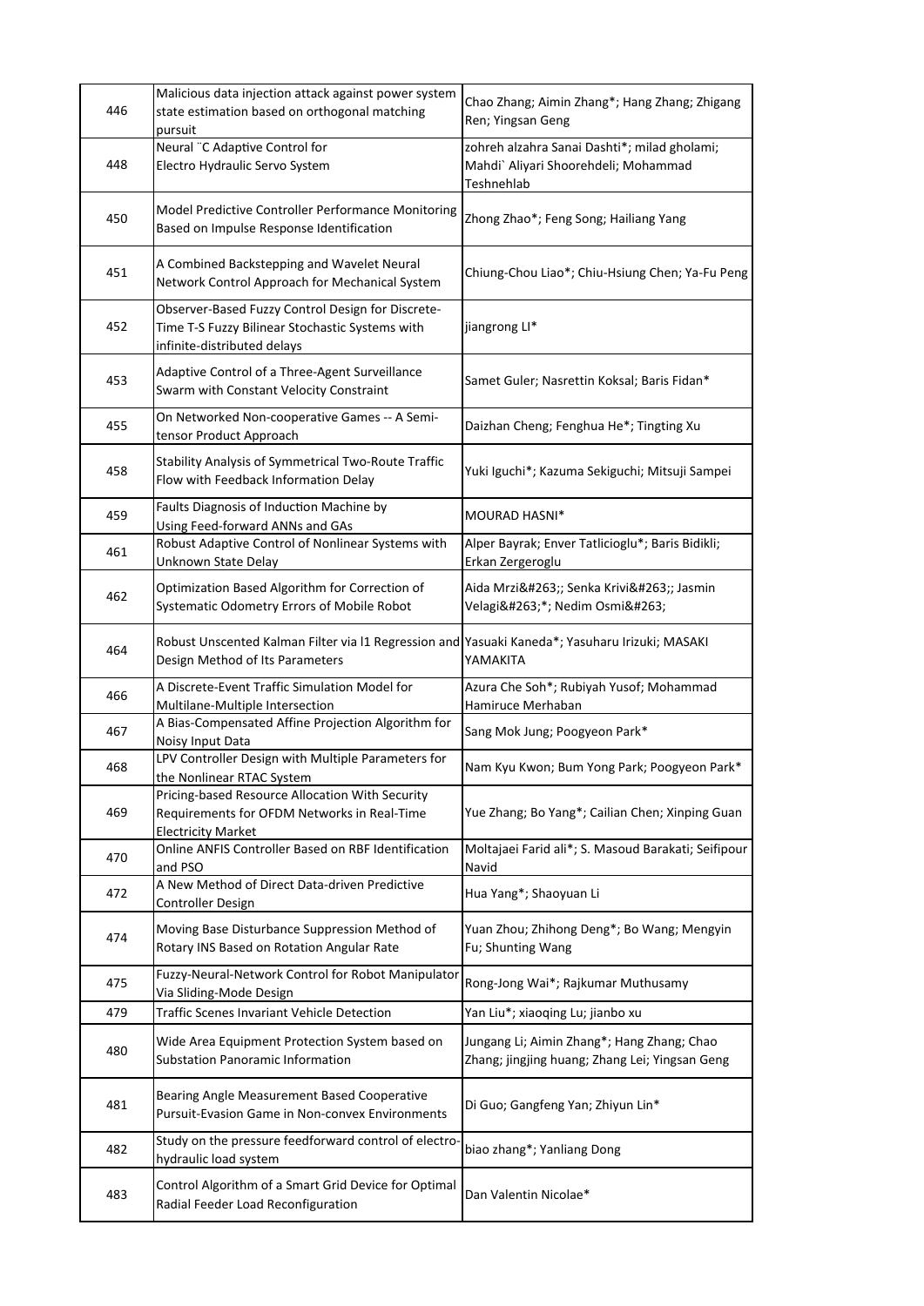| 446 | Malicious data injection attack against power system state estimation based on orthogonal matching pursuit | Chao Zhang; Aimin Zhang*; Hang Zhang; Zhigang Ren; Yingsan Geng |
|---|---|---|
| 448 | Neural ¨C Adaptive Control for Electro Hydraulic Servo System | zohreh alzahra Sanai Dashti*; milad gholami; Mahdi` Aliyari Shoorehdeli; Mohammad Teshnehlab |
| 450 | Model Predictive Controller Performance Monitoring Based on Impulse Response Identification | Zhong Zhao*; Feng Song; Hailiang Yang |
| 451 | A Combined Backstepping and Wavelet Neural Network Control Approach for Mechanical System | Chiung-Chou Liao*; Chiu-Hsiung Chen; Ya-Fu Peng |
| 452 | Observer-Based Fuzzy Control Design for Discrete-Time T-S Fuzzy Bilinear Stochastic Systems with infinite-distributed delays | jiangrong LI* |
| 453 | Adaptive Control of a Three-Agent Surveillance Swarm with Constant Velocity Constraint | Samet Guler; Nasrettin Koksal; Baris Fidan* |
| 455 | On Networked Non-cooperative Games -- A Semi-tensor Product Approach | Daizhan Cheng; Fenghua He*; Tingting Xu |
| 458 | Stability Analysis of Symmetrical Two-Route Traffic Flow with Feedback Information Delay | Yuki Iguchi*; Kazuma Sekiguchi; Mitsuji Sampei |
| 459 | Faults Diagnosis of Induction Machine by Using Feed-forward ANNs and GAs | MOURAD HASNI* |
| 461 | Robust Adaptive Control of Nonlinear Systems with Unknown State Delay | Alper Bayrak; Enver Tatlicioglu*; Baris Bidikli; Erkan Zergeroglu |
| 462 | Optimization Based Algorithm for Correction of Systematic Odometry Errors of Mobile Robot | Aida Mrzi&#263;; Senka Krivi&#263;; Jasmin Velagi&#263;*; Nedim Osmi&#263; |
| 464 | Robust Unscented Kalman Filter via l1 Regression and Design Method of Its Parameters | Yasuaki Kaneda*; Yasuharu Irizuki; MASAKI YAMAKITA |
| 466 | A Discrete-Event Traffic Simulation Model for Multilane-Multiple Intersection | Azura Che Soh*; Rubiyah Yusof; Mohammad Hamiruce Merhaban |
| 467 | A Bias-Compensated Affine Projection Algorithm for Noisy Input Data | Sang Mok Jung; Poogyeon Park* |
| 468 | LPV Controller Design with Multiple Parameters for the Nonlinear RTAC System | Nam Kyu Kwon; Bum Yong Park; Poogyeon Park* |
| 469 | Pricing-based Resource Allocation With Security Requirements for OFDM Networks in Real-Time Electricity Market | Yue Zhang; Bo Yang*; Cailian Chen; Xinping Guan |
| 470 | Online ANFIS Controller Based on RBF Identification and PSO | Moltajaei Farid ali*; S. Masoud Barakati; Seifipour Navid |
| 472 | A New Method of Direct Data-driven Predictive Controller Design | Hua Yang*; Shaoyuan Li |
| 474 | Moving Base Disturbance Suppression Method of Rotary INS Based on Rotation Angular Rate | Yuan Zhou; Zhihong Deng*; Bo Wang; Mengyin Fu; Shunting Wang |
| 475 | Fuzzy-Neural-Network Control for Robot Manipulator Via Sliding-Mode Design | Rong-Jong Wai*; Rajkumar Muthusamy |
| 479 | Traffic Scenes Invariant Vehicle Detection | Yan Liu*; xiaoqing Lu; jianbo xu |
| 480 | Wide Area Equipment Protection System based on Substation Panoramic Information | Jungang Li; Aimin Zhang*; Hang Zhang; Chao Zhang; jingjing huang; Zhang Lei; Yingsan Geng |
| 481 | Bearing Angle Measurement Based Cooperative Pursuit-Evasion Game in Non-convex Environments | Di Guo; Gangfeng Yan; Zhiyun Lin* |
| 482 | Study on the pressure feedforward control of electro-hydraulic load system | biao zhang*; Yanliang Dong |
| 483 | Control Algorithm of a Smart Grid Device for Optimal Radial Feeder Load Reconfiguration | Dan Valentin Nicolae* |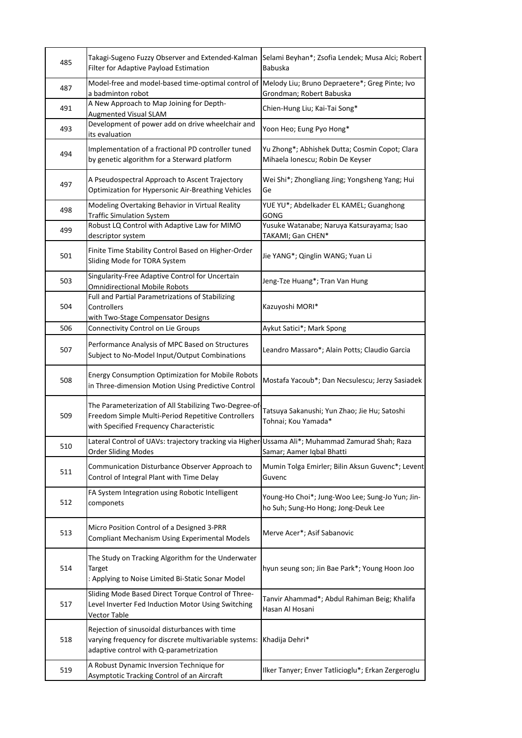| 485 | Takagi-Sugeno Fuzzy Observer and Extended-Kalman Filter for Adaptive Payload Estimation | Selami Beyhan*; Zsofia Lendek; Musa Alci; Robert Babuska |
|---|---|---|
| 487 | Model-free and model-based time-optimal control of a badminton robot | Melody Liu; Bruno Depraetere*; Greg Pinte; Ivo Grondman; Robert Babuska |
| 491 | A New Approach to Map Joining for Depth-Augmented Visual SLAM | Chien-Hung Liu; Kai-Tai Song* |
| 493 | Development of power add on drive wheelchair and its evaluation | Yoon Heo; Eung Pyo Hong* |
| 494 | Implementation of a fractional PD controller tuned by genetic algorithm for a Sterward platform | Yu Zhong*; Abhishek Dutta; Cosmin Copot; Clara Mihaela Ionescu; Robin De Keyser |
| 497 | A Pseudospectral Approach to Ascent Trajectory Optimization for Hypersonic Air-Breathing Vehicles | Wei Shi*; Zhongliang Jing; Yongsheng Yang; Hui Ge |
| 498 | Modeling Overtaking Behavior in Virtual Reality Traffic Simulation System | YUE YU*; Abdelkader EL KAMEL; Guanghong GONG |
| 499 | Robust LQ Control with Adaptive Law for MIMO descriptor system | Yusuke Watanabe; Naruya Katsurayama; Isao TAKAMI; Gan CHEN* |
| 501 | Finite Time Stability Control Based on Higher-Order Sliding Mode for TORA System | Jie YANG*; Qinglin WANG; Yuan Li |
| 503 | Singularity-Free Adaptive Control for Uncertain Omnidirectional Mobile Robots | Jeng-Tze Huang*; Tran Van Hung |
| 504 | Full and Partial Parametrizations of Stabilizing Controllers with Two-Stage Compensator Designs | Kazuyoshi MORI* |
| 506 | Connectivity Control on Lie Groups | Aykut Satici*; Mark Spong |
| 507 | Performance Analysis of MPC Based on Structures Subject to No-Model Input/Output Combinations | Leandro Massaro*; Alain Potts; Claudio Garcia |
| 508 | Energy Consumption Optimization for Mobile Robots in Three-dimension Motion Using Predictive Control | Mostafa Yacoub*; Dan Necsulescu; Jerzy Sasiadek |
| 509 | The Parameterization of All Stabilizing Two-Degree-of-Freedom Simple Multi-Period Repetitive Controllers with Specified Frequency Characteristic | Tatsuya Sakanushi; Yun Zhao; Jie Hu; Satoshi Tohnai; Kou Yamada* |
| 510 | Lateral Control of UAVs: trajectory tracking via Higher Order Sliding Modes | Ussama Ali*; Muhammad Zamurad Shah; Raza Samar; Aamer Iqbal Bhatti |
| 511 | Communication Disturbance Observer Approach to Control of Integral Plant with Time Delay | Mumin Tolga Emirler; Bilin Aksun Guvenc*; Levent Guvenc |
| 512 | FA System Integration using Robotic Intelligent componets | Young-Ho Choi*; Jung-Woo Lee; Sung-Jo Yun; Jin-ho Suh; Sung-Ho Hong; Jong-Deuk Lee |
| 513 | Micro Position Control of a Designed 3-PRR Compliant Mechanism Using Experimental Models | Merve Acer*; Asif Sabanovic |
| 514 | The Study on Tracking Algorithm for the Underwater Target : Applying to Noise Limited Bi-Static Sonar Model | hyun seung son; Jin Bae Park*; Young Hoon Joo |
| 517 | Sliding Mode Based Direct Torque Control of Three-Level Inverter Fed Induction Motor Using Switching Vector Table | Tanvir Ahammad*; Abdul Rahiman Beig; Khalifa Hasan Al Hosani |
| 518 | Rejection of sinusoidal disturbances with time varying frequency for discrete multivariable systems: adaptive control with Q-parametrization | Khadija Dehri* |
| 519 | A Robust Dynamic Inversion Technique for Asymptotic Tracking Control of an Aircraft | Ilker Tanyer; Enver Tatlicioglu*; Erkan Zergeroglu |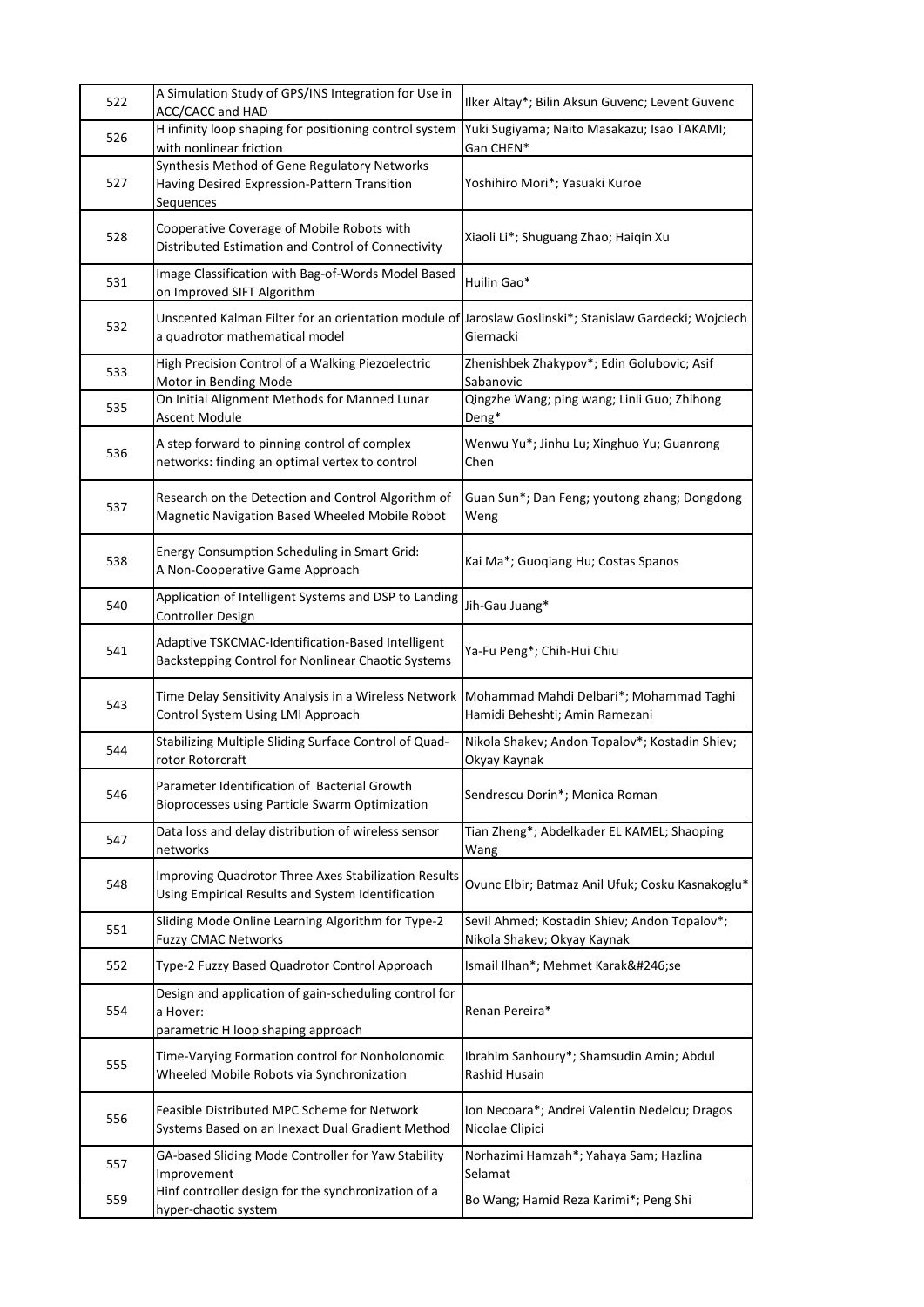| | | |
|---|---|---|
| 522 | A Simulation Study of GPS/INS Integration for Use in ACC/CACC and HAD | Ilker Altay*; Bilin Aksun Guvenc; Levent Guvenc |
| 526 | H infinity loop shaping for positioning control system with nonlinear friction | Yuki Sugiyama; Naito Masakazu; Isao TAKAMI; Gan CHEN* |
| 527 | Synthesis Method of Gene Regulatory Networks Having Desired Expression-Pattern Transition Sequences | Yoshihiro Mori*; Yasuaki Kuroe |
| 528 | Cooperative Coverage of Mobile Robots with Distributed Estimation and Control of Connectivity | Xiaoli Li*; Shuguang Zhao; Haiqin Xu |
| 531 | Image Classification with Bag-of-Words Model Based on Improved SIFT Algorithm | Huilin Gao* |
| 532 | Unscented Kalman Filter for an orientation module of a quadrotor mathematical model | Jaroslaw Goslinski*; Stanislaw Gardecki; Wojciech Giernacki |
| 533 | High Precision Control of a Walking Piezoelectric Motor in Bending Mode | Zhenishbek Zhakypov*; Edin Golubovic; Asif Sabanovic |
| 535 | On Initial Alignment Methods for Manned Lunar Ascent Module | Qingzhe Wang; ping wang; Linli Guo; Zhihong Deng* |
| 536 | A step forward to pinning control of complex networks: finding an optimal vertex to control | Wenwu Yu*; Jinhu Lu; Xinghuo Yu; Guanrong Chen |
| 537 | Research on the Detection and Control Algorithm of Magnetic Navigation Based Wheeled Mobile Robot | Guan Sun*; Dan Feng; youtong zhang; Dongdong Weng |
| 538 | Energy Consumption Scheduling in Smart Grid: A Non-Cooperative Game Approach | Kai Ma*; Guoqiang Hu; Costas Spanos |
| 540 | Application of Intelligent Systems and DSP to Landing Controller Design | Jih-Gau Juang* |
| 541 | Adaptive TSKCMAC-Identification-Based Intelligent Backstepping Control for Nonlinear Chaotic Systems | Ya-Fu Peng*; Chih-Hui Chiu |
| 543 | Time Delay Sensitivity Analysis in a Wireless Network Control System Using LMI Approach | Mohammad Mahdi Delbari*; Mohammad Taghi Hamidi Beheshti; Amin Ramezani |
| 544 | Stabilizing Multiple Sliding Surface Control of Quad-rotor Rotorcraft | Nikola Shakev; Andon Topalov*; Kostadin Shiev; Okyay Kaynak |
| 546 | Parameter Identification of Bacterial Growth Bioprocesses using Particle Swarm Optimization | Sendrescu Dorin*; Monica Roman |
| 547 | Data loss and delay distribution of wireless sensor networks | Tian Zheng*; Abdelkader EL KAMEL; Shaoping Wang |
| 548 | Improving Quadrotor Three Axes Stabilization Results Using Empirical Results and System Identification | Ovunc Elbir; Batmaz Anil Ufuk; Cosku Kasnakoglu* |
| 551 | Sliding Mode Online Learning Algorithm for Type-2 Fuzzy CMAC Networks | Sevil Ahmed; Kostadin Shiev; Andon Topalov*; Nikola Shakev; Okyay Kaynak |
| 552 | Type-2 Fuzzy Based Quadrotor Control Approach | Ismail Ilhan*; Mehmet Karak&#246;se |
| 554 | Design and application of gain-scheduling control for a Hover: parametric H loop shaping approach | Renan Pereira* |
| 555 | Time-Varying Formation control for Nonholonomic Wheeled Mobile Robots via Synchronization | Ibrahim Sanhoury*; Shamsudin Amin; Abdul Rashid Husain |
| 556 | Feasible Distributed MPC Scheme for Network Systems Based on an Inexact Dual Gradient Method | Ion Necoara*; Andrei Valentin Nedelcu; Dragos Nicolae Clipici |
| 557 | GA-based Sliding Mode Controller for Yaw Stability Improvement | Norhazimi Hamzah*; Yahaya Sam; Hazlina Selamat |
| 559 | Hinf controller design for the synchronization of a hyper-chaotic system | Bo Wang; Hamid Reza Karimi*; Peng Shi |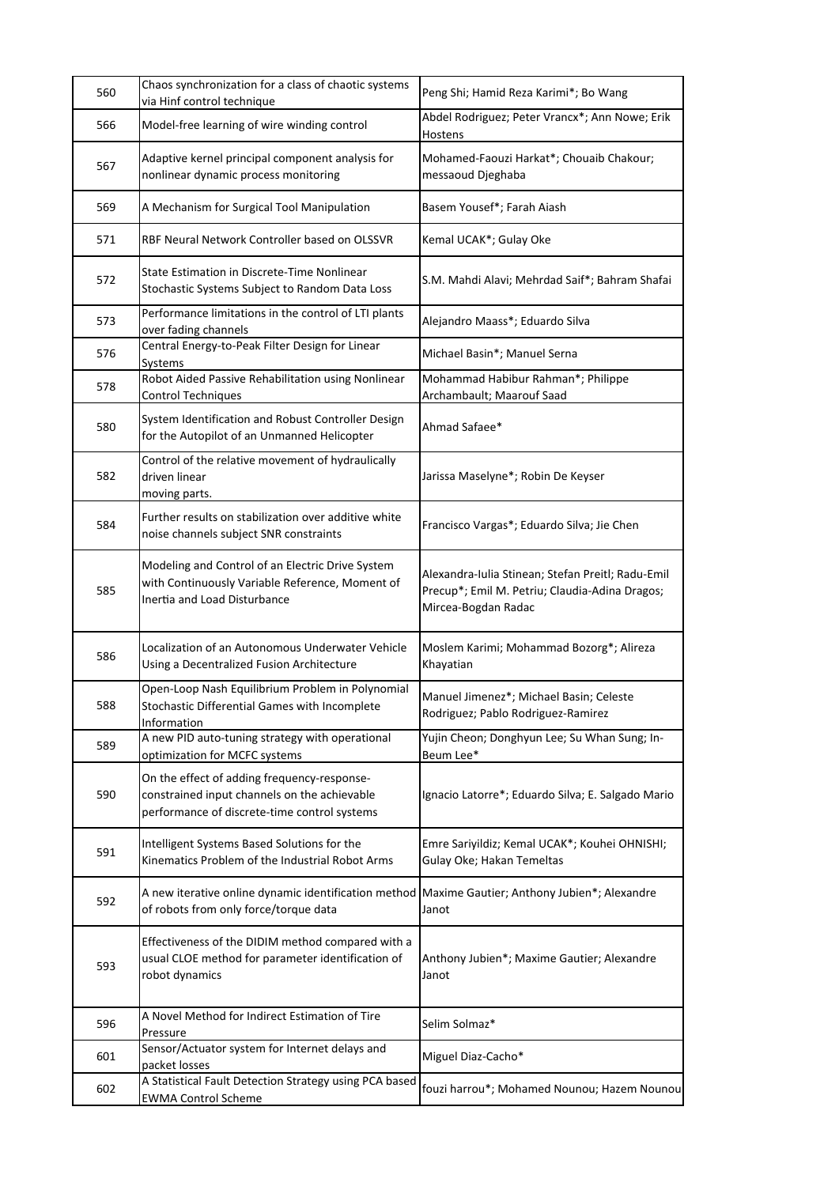| | | |
|---|---|---|
| 560 | Chaos synchronization for a class of chaotic systems via Hinf control technique | Peng Shi; Hamid Reza Karimi*; Bo Wang |
| 566 | Model-free learning of wire winding control | Abdel Rodriguez; Peter Vrancx*; Ann Nowe; Erik Hostens |
| 567 | Adaptive kernel principal component analysis for nonlinear dynamic process monitoring | Mohamed-Faouzi Harkat*; Chouaib Chakour; messaoud Djeghaba |
| 569 | A Mechanism for Surgical Tool Manipulation | Basem Yousef*; Farah Aiash |
| 571 | RBF Neural Network Controller based on OLSSVR | Kemal UCAK*; Gulay Oke |
| 572 | State Estimation in Discrete-Time Nonlinear Stochastic Systems Subject to Random Data Loss | S.M. Mahdi Alavi; Mehrdad Saif*; Bahram Shafai |
| 573 | Performance limitations in the control of LTI plants over fading channels | Alejandro Maass*; Eduardo Silva |
| 576 | Central Energy-to-Peak Filter Design for Linear Systems | Michael Basin*; Manuel Serna |
| 578 | Robot Aided Passive Rehabilitation using Nonlinear Control Techniques | Mohammad Habibur Rahman*; Philippe Archambault; Maarouf Saad |
| 580 | System Identification and Robust Controller Design for the Autopilot of an Unmanned Helicopter | Ahmad Safaee* |
| 582 | Control of the relative movement of hydraulically driven linear moving parts. | Jarissa Maselyne*; Robin De Keyser |
| 584 | Further results on stabilization over additive white noise channels subject SNR constraints | Francisco Vargas*; Eduardo Silva; Jie Chen |
| 585 | Modeling and Control of an Electric Drive System with Continuously Variable Reference, Moment of Inertia and Load Disturbance | Alexandra-Iulia Stinean; Stefan Preitl; Radu-Emil Precup*; Emil M. Petriu; Claudia-Adina Dragos; Mircea-Bogdan Radac |
| 586 | Localization of an Autonomous Underwater Vehicle Using a Decentralized Fusion Architecture | Moslem Karimi; Mohammad Bozorg*; Alireza Khayatian |
| 588 | Open-Loop Nash Equilibrium Problem in Polynomial Stochastic Differential Games with Incomplete Information | Manuel Jimenez*; Michael Basin; Celeste Rodriguez; Pablo Rodriguez-Ramirez |
| 589 | A new PID auto-tuning strategy with operational optimization for MCFC systems | Yujin Cheon; Donghyun Lee; Su Whan Sung; In-Beum Lee* |
| 590 | On the effect of adding frequency-response-constrained input channels on the achievable performance of discrete-time control systems | Ignacio Latorre*; Eduardo Silva; E. Salgado Mario |
| 591 | Intelligent Systems Based Solutions for the Kinematics Problem of the Industrial Robot Arms | Emre Sariyildiz; Kemal UCAK*; Kouhei OHNISHI; Gulay Oke; Hakan Temeltas |
| 592 | A new iterative online dynamic identification method of robots from only force/torque data | Maxime Gautier; Anthony Jubien*; Alexandre Janot |
| 593 | Effectiveness of the DIDIM method compared with a usual CLOE method for parameter identification of robot dynamics | Anthony Jubien*; Maxime Gautier; Alexandre Janot |
| 596 | A Novel Method for Indirect Estimation of Tire Pressure | Selim Solmaz* |
| 601 | Sensor/Actuator system for Internet delays and packet losses | Miguel Diaz-Cacho* |
| 602 | A Statistical Fault Detection Strategy using PCA based EWMA Control Scheme | fouzi harrou*; Mohamed Nounou; Hazem Nounou |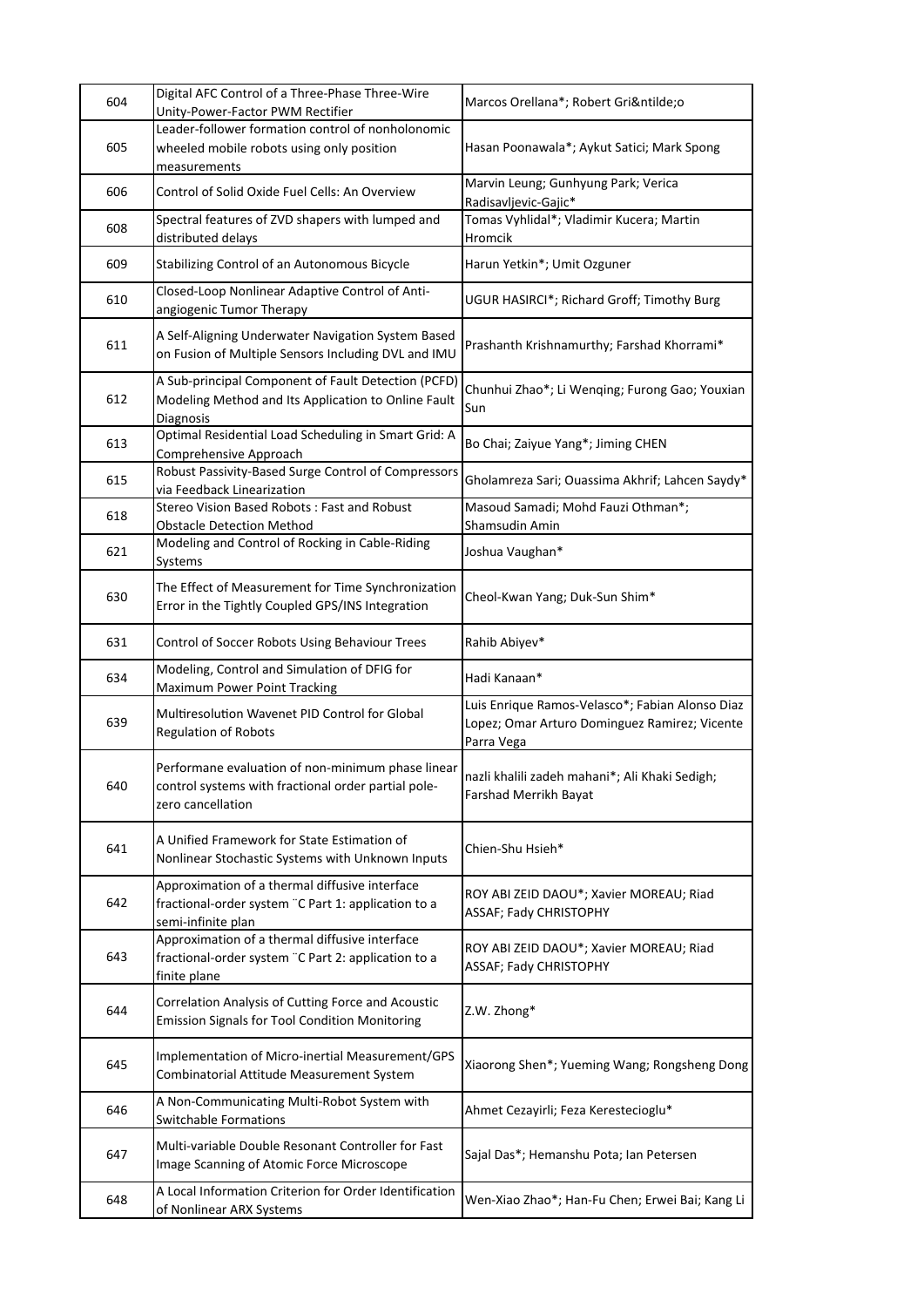| | | |
|---|---|---|
| 604 | Digital AFC Control of a Three-Phase Three-Wire Unity-Power-Factor PWM Rectifier | Marcos Orellana*; Robert Gri&ntilde;o |
| 605 | Leader-follower formation control of nonholonomic wheeled mobile robots using only position measurements | Hasan Poonawala*; Aykut Satici; Mark Spong |
| 606 | Control of Solid Oxide Fuel Cells: An Overview | Marvin Leung; Gunhyung Park; Verica Radisavljevic-Gajic* |
| 608 | Spectral features of ZVD shapers with lumped and distributed delays | Tomas Vyhlidal*; Vladimir Kucera; Martin Hromcik |
| 609 | Stabilizing Control of an Autonomous Bicycle | Harun Yetkin*; Umit Ozguner |
| 610 | Closed-Loop Nonlinear Adaptive Control of Anti-angiogenic Tumor Therapy | UGUR HASIRCI*; Richard Groff; Timothy Burg |
| 611 | A Self-Aligning Underwater Navigation System Based on Fusion of Multiple Sensors Including DVL and IMU | Prashanth Krishnamurthy; Farshad Khorrami* |
| 612 | A Sub-principal Component of Fault Detection (PCFD) Modeling Method and Its Application to Online Fault Diagnosis | Chunhui Zhao*; Li Wenqing; Furong Gao; Youxian Sun |
| 613 | Optimal Residential Load Scheduling in Smart Grid: A Comprehensive Approach | Bo Chai; Zaiyue Yang*; Jiming CHEN |
| 615 | Robust Passivity-Based Surge Control of Compressors via Feedback Linearization | Gholamreza Sari; Ouassima Akhrif; Lahcen Saydy* |
| 618 | Stereo Vision Based Robots : Fast and Robust Obstacle Detection Method | Masoud Samadi; Mohd Fauzi Othman*; Shamsudin Amin |
| 621 | Modeling and Control of Rocking in Cable-Riding Systems | Joshua Vaughan* |
| 630 | The Effect of Measurement for Time Synchronization Error in the Tightly Coupled GPS/INS Integration | Cheol-Kwan Yang; Duk-Sun Shim* |
| 631 | Control of Soccer Robots Using Behaviour Trees | Rahib Abiyev* |
| 634 | Modeling, Control and Simulation of DFIG for Maximum Power Point Tracking | Hadi Kanaan* |
| 639 | Multiresolution Wavenet PID Control for Global Regulation of Robots | Luis Enrique Ramos-Velasco*; Fabian Alonso Diaz Lopez; Omar Arturo Dominguez Ramirez; Vicente Parra Vega |
| 640 | Performane evaluation of non-minimum phase linear control systems with fractional order partial pole-zero cancellation | nazli khalili zadeh mahani*; Ali Khaki Sedigh; Farshad Merrikh Bayat |
| 641 | A Unified Framework for State Estimation of Nonlinear Stochastic Systems with Unknown Inputs | Chien-Shu Hsieh* |
| 642 | Approximation of a thermal diffusive interface fractional-order system ¨C Part 1: application to a semi-infinite plan | ROY ABI ZEID DAOU*; Xavier MOREAU; Riad ASSAF; Fady CHRISTOPHY |
| 643 | Approximation of a thermal diffusive interface fractional-order system ¨C Part 2: application to a finite plane | ROY ABI ZEID DAOU*; Xavier MOREAU; Riad ASSAF; Fady CHRISTOPHY |
| 644 | Correlation Analysis of Cutting Force and Acoustic Emission Signals for Tool Condition Monitoring | Z.W. Zhong* |
| 645 | Implementation of Micro-inertial Measurement/GPS Combinatorial Attitude Measurement System | Xiaorong Shen*; Yueming Wang; Rongsheng Dong |
| 646 | A Non-Communicating Multi-Robot System with Switchable Formations | Ahmet Cezayirli; Feza Kerestecioglu* |
| 647 | Multi-variable Double Resonant Controller for Fast Image Scanning of Atomic Force Microscope | Sajal Das*; Hemanshu Pota; Ian Petersen |
| 648 | A Local Information Criterion for Order Identification of Nonlinear ARX Systems | Wen-Xiao Zhao*; Han-Fu Chen; Erwei Bai; Kang Li |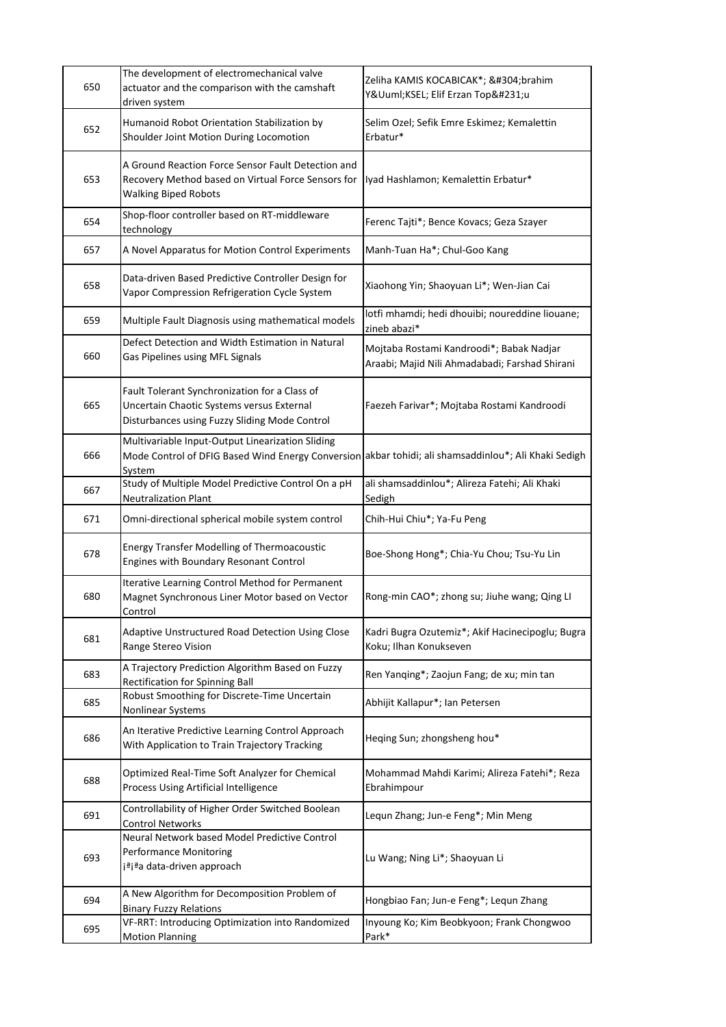| | | |
|---|---|---|
| 650 | The development of electromechanical valve actuator and the comparison with the camshaft driven system | Zeliha KAMIS KOCABICAK*; &#304;brahim Y&Uuml;KSEL; Elif Erzan Top&#231;u |
| 652 | Humanoid Robot Orientation Stabilization by Shoulder Joint Motion During Locomotion | Selim Ozel; Sefik Emre Eskimez; Kemalettin Erbatur* |
| 653 | A Ground Reaction Force Sensor Fault Detection and Recovery Method based on Virtual Force Sensors for Walking Biped Robots | Iyad Hashlamon; Kemalettin Erbatur* |
| 654 | Shop-floor controller based on RT-middleware technology | Ferenc Tajti*; Bence Kovacs; Geza Szayer |
| 657 | A Novel Apparatus for Motion Control Experiments | Manh-Tuan Ha*; Chul-Goo Kang |
| 658 | Data-driven Based Predictive Controller Design for Vapor Compression Refrigeration Cycle System | Xiaohong Yin; Shaoyuan Li*; Wen-Jian Cai |
| 659 | Multiple Fault Diagnosis using mathematical models | lotfi mhamdi; hedi dhouibi; noureddine liouane; zineb abazi* |
| 660 | Defect Detection and Width Estimation in Natural Gas Pipelines using MFL Signals | Mojtaba Rostami Kandroodi*; Babak Nadjar Araabi; Majid Nili Ahmadabadi; Farshad Shirani |
| 665 | Fault Tolerant Synchronization for a Class of Uncertain Chaotic Systems versus External Disturbances using Fuzzy Sliding Mode Control | Faezeh Farivar*; Mojtaba Rostami Kandroodi |
| 666 | Multivariable Input-Output Linearization Sliding Mode Control of DFIG Based Wind Energy Conversion System | akbar tohidi; ali shamsaddinlou*; Ali Khaki Sedigh |
| 667 | Study of Multiple Model Predictive Control On a pH Neutralization Plant | ali shamsaddinlou*; Alireza Fatehi; Ali Khaki Sedigh |
| 671 | Omni-directional spherical mobile system control | Chih-Hui Chiu*; Ya-Fu Peng |
| 678 | Energy Transfer Modelling of Thermoacoustic Engines with Boundary Resonant Control | Boe-Shong Hong*; Chia-Yu Chou; Tsu-Yu Lin |
| 680 | Iterative Learning Control Method for Permanent Magnet Synchronous Liner Motor based on Vector Control | Rong-min CAO*; zhong su; Jiuhe wang; Qing LI |
| 681 | Adaptive Unstructured Road Detection Using Close Range Stereo Vision | Kadri Bugra Ozutemiz*; Akif Hacinecipoglu; Bugra Koku; Ilhan Konukseven |
| 683 | A Trajectory Prediction Algorithm Based on Fuzzy Rectification for Spinning Ball | Ren Yanqing*; Zaojun Fang; de xu; min tan |
| 685 | Robust Smoothing for Discrete-Time Uncertain Nonlinear Systems | Abhijit Kallapur*; Ian Petersen |
| 686 | An Iterative Predictive Learning Control Approach With Application to Train Trajectory Tracking | Heqing Sun; zhongsheng hou* |
| 688 | Optimized Real-Time Soft Analyzer for Chemical Process Using Artificial Intelligence | Mohammad Mahdi Karimi; Alireza Fatehi*; Reza Ebrahimpour |
| 691 | Controllability of Higher Order Switched Boolean Control Networks | Lequn Zhang; Jun-e Feng*; Min Meng |
| 693 | Neural Network based Model Predictive Control Performance Monitoring ¡ª¡ªa data-driven approach | Lu Wang; Ning Li*; Shaoyuan Li |
| 694 | A New Algorithm for Decomposition Problem of Binary Fuzzy Relations | Hongbiao Fan; Jun-e Feng*; Lequn Zhang |
| 695 | VF-RRT: Introducing Optimization into Randomized Motion Planning | Inyoung Ko; Kim Beobkyoon; Frank Chongwoo Park* |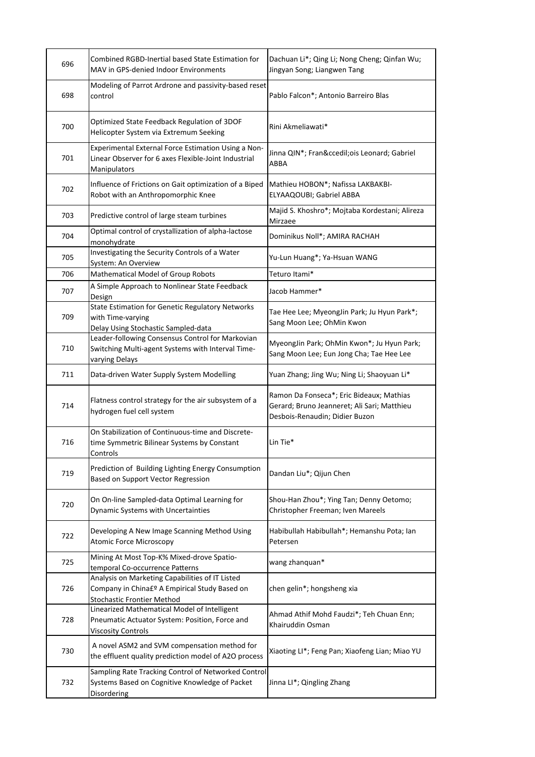| | | |
|---|---|---|
| 696 | Combined RGBD-Inertial based State Estimation for MAV in GPS-denied Indoor Environments | Dachuan Li*; Qing Li; Nong Cheng; Qinfan Wu; Jingyan Song; Liangwen Tang |
| 698 | Modeling of Parrot Ardrone and passivity-based reset control | Pablo Falcon*; Antonio Barreiro Blas |
| 700 | Optimized State Feedback Regulation of 3DOF Helicopter System via Extremum Seeking | Rini Akmeliawati* |
| 701 | Experimental External Force Estimation Using a Non-Linear Observer for 6 axes Flexible-Joint Industrial Manipulators | Jinna QIN*; Fran&ccedil;ois Leonard; Gabriel ABBA |
| 702 | Influence of Frictions on Gait optimization of a Biped Robot with an Anthropomorphic Knee | Mathieu HOBON*; Nafissa LAKBAKBI-ELYAAQOUBI; Gabriel ABBA |
| 703 | Predictive control of large steam turbines | Majid S. Khoshro*; Mojtaba Kordestani; Alireza Mirzaee |
| 704 | Optimal control of crystallization of alpha-lactose monohydrate | Dominikus Noll*; AMIRA RACHAH |
| 705 | Investigating the Security Controls of a Water System: An Overview | Yu-Lun Huang*; Ya-Hsuan WANG |
| 706 | Mathematical Model of Group Robots | Teturo Itami* |
| 707 | A Simple Approach to Nonlinear State Feedback Design | Jacob Hammer* |
| 709 | State Estimation for Genetic Regulatory Networks with Time-varying Delay Using Stochastic Sampled-data | Tae Hee Lee; MyeongJin Park; Ju Hyun Park*; Sang Moon Lee; OhMin Kwon |
| 710 | Leader-following Consensus Control for Markovian Switching Multi-agent Systems with Interval Time-varying Delays | MyeongJin Park; OhMin Kwon*; Ju Hyun Park; Sang Moon Lee; Eun Jong Cha; Tae Hee Lee |
| 711 | Data-driven Water Supply System Modelling | Yuan Zhang; Jing Wu; Ning Li; Shaoyuan Li* |
| 714 | Flatness control strategy for the air subsystem of a hydrogen fuel cell system | Ramon Da Fonseca*; Eric Bideaux; Mathias Gerard; Bruno Jeanneret; Ali Sari; Matthieu Desbois-Renaudin; Didier Buzon |
| 716 | On Stabilization of Continuous-time and Discrete-time Symmetric Bilinear Systems by Constant Controls | Lin Tie* |
| 719 | Prediction of Building Lighting Energy Consumption Based on Support Vector Regression | Dandan Liu*; Qijun Chen |
| 720 | On On-line Sampled-data Optimal Learning for Dynamic Systems with Uncertainties | Shou-Han Zhou*; Ying Tan; Denny Oetomo; Christopher Freeman; Iven Mareels |
| 722 | Developing A New Image Scanning Method Using Atomic Force Microscopy | Habibullah Habibullah*; Hemanshu Pota; Ian Petersen |
| 725 | Mining At Most Top-K% Mixed-drove Spatio-temporal Co-occurrence Patterns | wang zhanquan* |
| 726 | Analysis on Marketing Capabilities of IT Listed Company in China£º A Empirical Study Based on Stochastic Frontier Method | chen gelin*; hongsheng xia |
| 728 | Linearized Mathematical Model of Intelligent Pneumatic Actuator System: Position, Force and Viscosity Controls | Ahmad Athif Mohd Faudzi*; Teh Chuan Enn; Khairuddin Osman |
| 730 | A novel ASM2 and SVM compensation method for the effluent quality prediction model of A2O process | Xiaoting LI*; Feng Pan; Xiaofeng Lian; Miao YU |
| 732 | Sampling Rate Tracking Control of Networked Control Systems Based on Cognitive Knowledge of Packet Disordering | Jinna LI*; Qingling Zhang |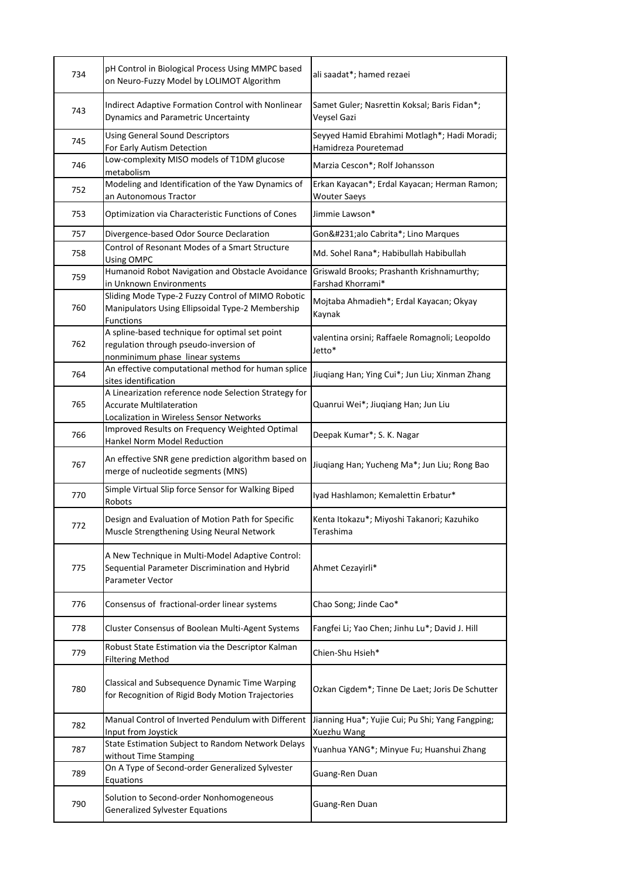| | | |
|---|---|---|
| 734 | pH Control in Biological Process Using MMPC based on Neuro-Fuzzy Model by LOLIMOT Algorithm | ali saadat*; hamed rezaei |
| 743 | Indirect Adaptive Formation Control with Nonlinear Dynamics and Parametric Uncertainty | Samet Guler; Nasrettin Koksal; Baris Fidan*; Veysel Gazi |
| 745 | Using General Sound Descriptors For Early Autism Detection | Seyyed Hamid Ebrahimi Motlagh*; Hadi Moradi; Hamidreza Pouretemad |
| 746 | Low-complexity MISO models of T1DM glucose metabolism | Marzia Cescon*; Rolf Johansson |
| 752 | Modeling and Identification of the Yaw Dynamics of an Autonomous Tractor | Erkan Kayacan*; Erdal Kayacan; Herman Ramon; Wouter Saeys |
| 753 | Optimization via Characteristic Functions of Cones | Jimmie Lawson* |
| 757 | Divergence-based Odor Source Declaration | Gon&#231;alo Cabrita*; Lino Marques |
| 758 | Control of Resonant Modes of a Smart Structure Using OMPC | Md. Sohel Rana*; Habibullah Habibullah |
| 759 | Humanoid Robot Navigation and Obstacle Avoidance in Unknown Environments | Griswald Brooks; Prashanth Krishnamurthy; Farshad Khorrami* |
| 760 | Sliding Mode Type-2 Fuzzy Control of MIMO Robotic Manipulators Using Ellipsoidal Type-2 Membership Functions | Mojtaba Ahmadieh*; Erdal Kayacan; Okyay Kaynak |
| 762 | A spline-based technique for optimal set point regulation through pseudo-inversion of nonminimum phase linear systems | valentina orsini; Raffaele Romagnoli; Leopoldo Jetto* |
| 764 | An effective computational method for human splice sites identification | Jiuqiang Han; Ying Cui*; Jun Liu; Xinman Zhang |
| 765 | A Linearization reference node Selection Strategy for Accurate Multilateration Localization in Wireless Sensor Networks | Quanrui Wei*; Jiuqiang Han; Jun Liu |
| 766 | Improved Results on Frequency Weighted Optimal Hankel Norm Model Reduction | Deepak Kumar*; S. K. Nagar |
| 767 | An effective SNR gene prediction algorithm based on merge of nucleotide segments (MNS) | Jiuqiang Han; Yucheng Ma*; Jun Liu; Rong Bao |
| 770 | Simple Virtual Slip force Sensor for Walking Biped Robots | Iyad Hashlamon; Kemalettin Erbatur* |
| 772 | Design and Evaluation of Motion Path for Specific Muscle Strengthening Using Neural Network | Kenta Itokazu*; Miyoshi Takanori; Kazuhiko Terashima |
| 775 | A New Technique in Multi-Model Adaptive Control: Sequential Parameter Discrimination and Hybrid Parameter Vector | Ahmet Cezayirli* |
| 776 | Consensus of fractional-order linear systems | Chao Song; Jinde Cao* |
| 778 | Cluster Consensus of Boolean Multi-Agent Systems | Fangfei Li; Yao Chen; Jinhu Lu*; David J. Hill |
| 779 | Robust State Estimation via the Descriptor Kalman Filtering Method | Chien-Shu Hsieh* |
| 780 | Classical and Subsequence Dynamic Time Warping for Recognition of Rigid Body Motion Trajectories | Ozkan Cigdem*; Tinne De Laet; Joris De Schutter |
| 782 | Manual Control of Inverted Pendulum with Different Input from Joystick | Jianning Hua*; Yujie Cui; Pu Shi; Yang Fangping; Xuezhu Wang |
| 787 | State Estimation Subject to Random Network Delays without Time Stamping | Yuanhua YANG*; Minyue Fu; Huanshui Zhang |
| 789 | On A Type of Second-order Generalized Sylvester Equations | Guang-Ren Duan |
| 790 | Solution to Second-order Nonhomogeneous Generalized Sylvester Equations | Guang-Ren Duan |